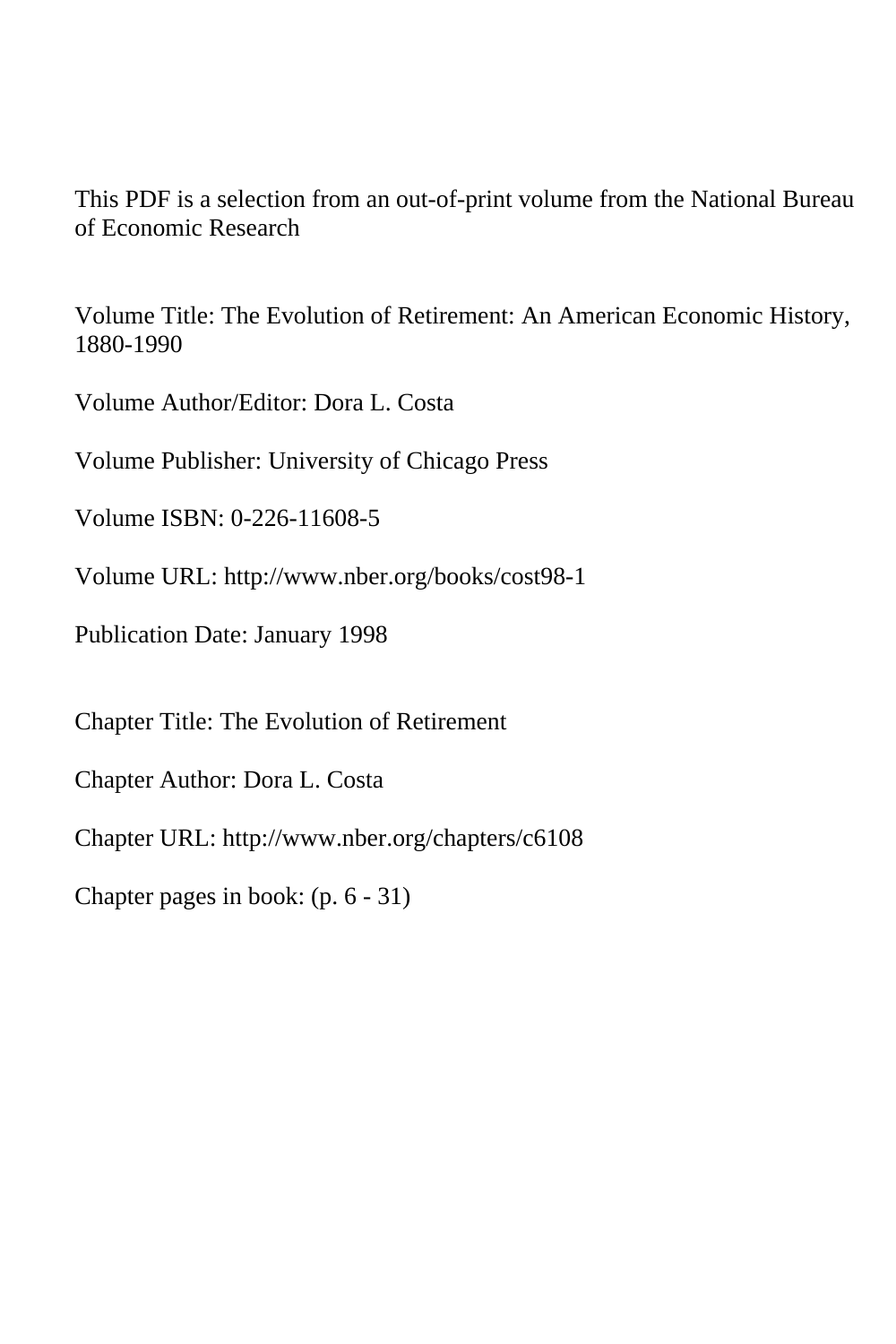This PDF is a selection from an out-of-print volume from the National Bureau of Economic Research

Volume Title: The Evolution of Retirement: An American Economic History, 1880-1990

Volume Author/Editor: Dora L. Costa

Volume Publisher: University of Chicago Press

Volume ISBN: 0-226-11608-5

Volume URL: http://www.nber.org/books/cost98-1

Publication Date: January 1998

Chapter Title: The Evolution of Retirement

Chapter Author: Dora L. Costa

Chapter URL: http://www.nber.org/chapters/c6108

Chapter pages in book: (p. 6 - 31)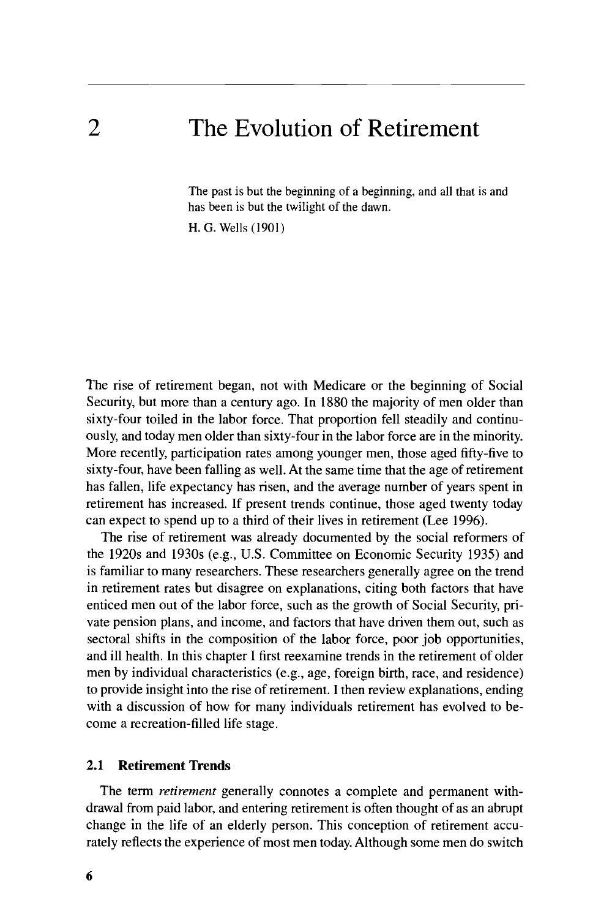# 2 The Evolution of Retirement

The past is but the beginning of a beginning, and all that is and has been is but the twilight of the dawn.

H. G. Wells (1901)

The rise of retirement began, not with Medicare or the beginning of Social Security, but more than a century ago. In 1880 the majority of men older than sixty-four toiled in the labor force. That proportion fell steadily and continuously, and today men older than sixty-four in the labor force are in the minority. More recently, participation rates among younger men, those aged fifty-five to sixty-four, have been falling as well. At the same time that the age of retirement has fallen, life expectancy has risen, and the average number of years spent in retirement has increased. If present trends continue, those aged twenty today can expect to spend up to a third of their lives in retirement (Lee 1996).

The rise of retirement was already documented by the social reformers of the 1920s and 1930s (e.g., U.S. Committee on Economic Security 1935) and is familiar to many researchers. These researchers generally agree on the trend in retirement rates but disagree on explanations, citing both factors that have enticed men out of the labor force, such as the growth of Social Security, private pension plans, and income, and factors that have driven them out, such as sectoral shifts in the composition of the labor force, poor job opportunities, and ill health. In this chapter I first reexamine trends in the retirement of older men by individual characteristics (e.g., age, foreign birth, race, and residence) to provide insight into the rise of retirement. I then review explanations, ending with a discussion of how for many individuals retirement has evolved to become a recreation-filled life stage.

## 2.1 Retirement Trends

The term *retirement* generally connotes a complete and permanent withdrawal from paid labor, and entering retirement is often thought of as an abrupt change in the life of an elderly person. This conception of retirement accurately reflects the experience of most men today. Although some men do switch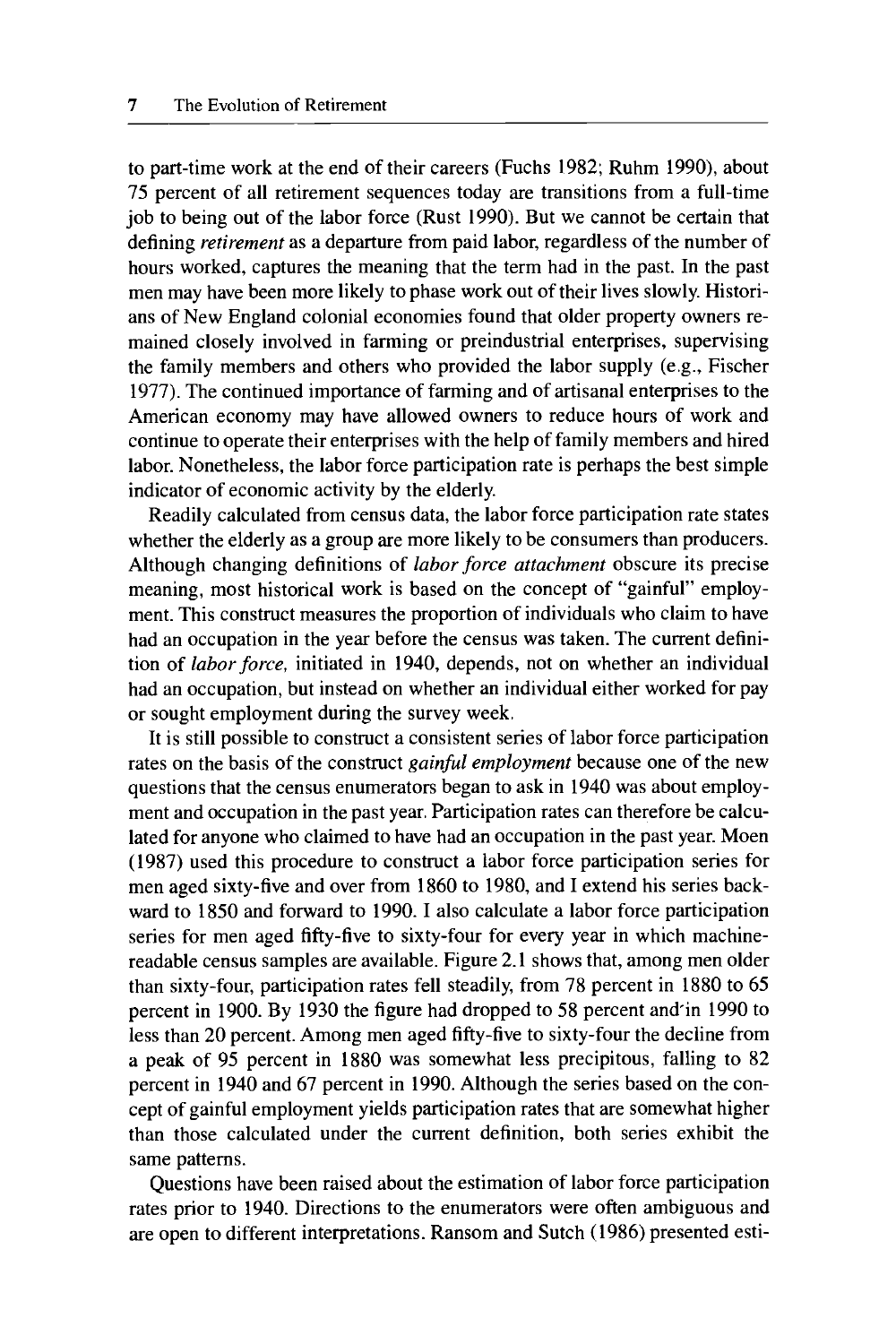to part-time work at the end of their careers (Fuchs 1982; Ruhm 1990), about 75 percent of all retirement sequences today are transitions from a full-time job to being out of the labor force (Rust 1990). But we cannot be certain that defining *retirement* as a departure from paid labor, regardless of the number of hours worked, captures the meaning that the term had in the past. In the past men may have been more likely to phase work out of their lives slowly. Historians of New England colonial economies found that older property owners remained closely involved in farming or preindustrial enterprises, supervising the family members and others who provided the labor supply (e.g., Fischer 1977). The continued importance of farming and of artisanal enterprises to the American economy may have allowed owners to reduce hours of work and continue to operate their enterprises with the help of family members and hired labor. Nonetheless, the labor force participation rate is perhaps the best simple indicator of economic activity by the elderly.

Readily calculated from census data, the labor force participation rate states whether the elderly as a group are more likely to be consumers than producers. Although changing definitions of *labor force attachment* obscure its precise meaning, most historical work is based on the concept of "gainful" employment. This construct measures the proportion of individuals who claim to have had an occupation in the year before the census was taken. The current definition of *labor force*, initiated in 1940, depends, not on whether an individual had an occupation, but instead on whether an individual either worked for pay or sought employment during the survey week.

It is still possible to construct a consistent series of labor force participation rates on the basis of the construct *gainful employment* because one of the new questions that the census enumerators began to ask in 1940 was about employment and occupation in the past year. Participation rates can therefore be calculated for anyone who claimed to have had an occupation in the past year. Moen (1987) used this procedure to construct a labor force participation series for men aged sixty-five and over from 1860 to 1980, and I extend his series backward to 1850 and forward to 1990. I also calculate a labor force participation series for men aged fifty-five to sixty-four for every year in which machine-readable census samples are available. Figure 2.1 shows that, among men older than sixty-four, participation rates fell steadily, from 78 percent in 1880 to 65 percent in 1900. By 1930 the figure had dropped to 58 percent and in 1990 to less than 20 percent. Among men aged fifty-five to sixty-four the decline from a peak of 95 percent in 1880 was somewhat less precipitous, falling to 82 percent in 1940 and 67 percent in 1990. Although the series based on the concept of gainful employment yields participation rates that are somewhat higher than those calculated under the current definition, both series exhibit the same patterns.

Questions have been raised about the estimation of labor force participation rates prior to 1940. Directions to the enumerators were often ambiguous and are open to different interpretations. Ransom and Sutch (1986) presented esti-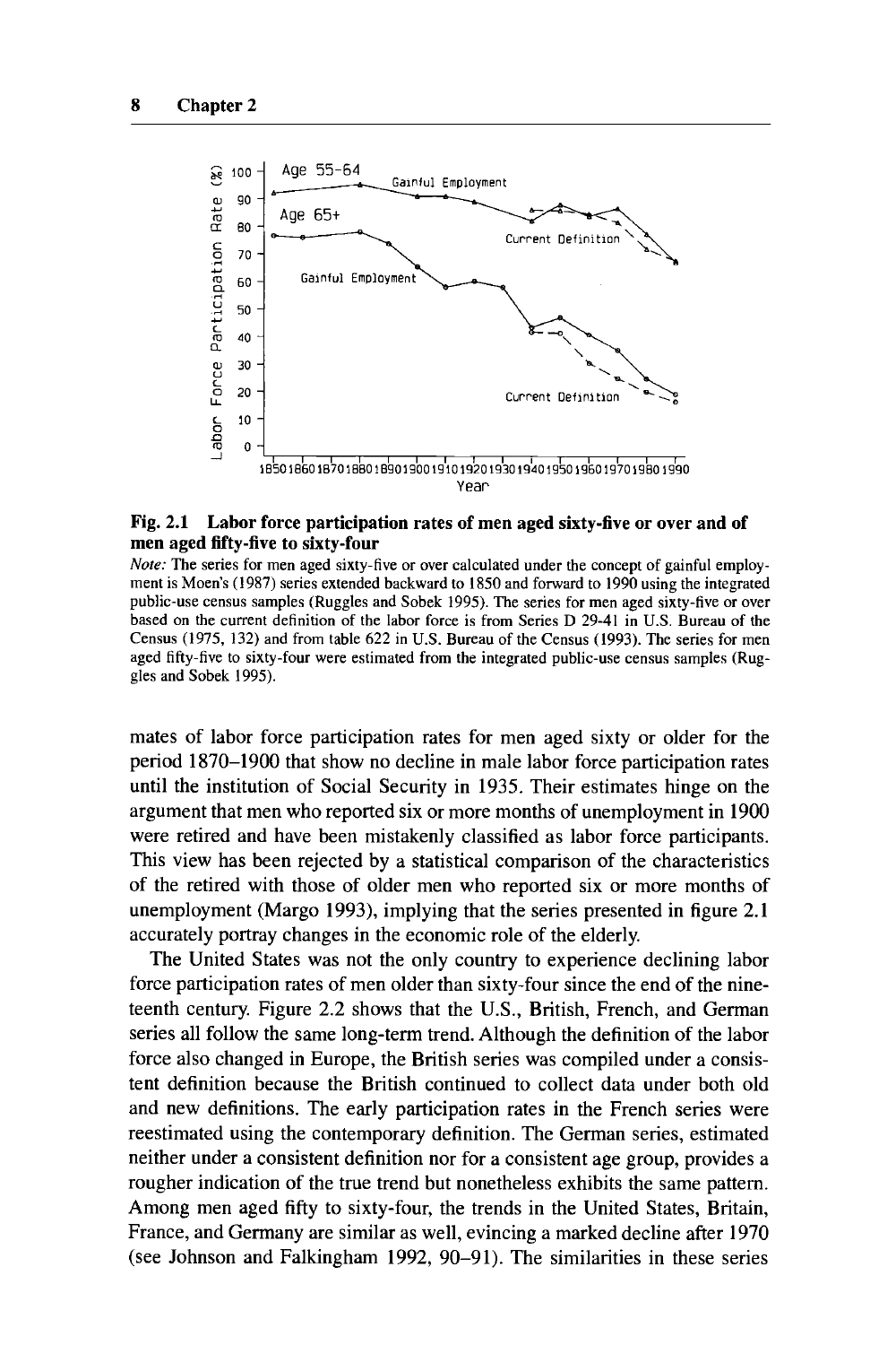**Fig. 2.1 Labor force participation rates of men aged sixty-five or over and of men aged fifty-five to sixty-four**

*Note:* The series for men aged sixty-five or over calculated under the concept of gainful employment is Moen's (1987) series extended backward to 1850 and forward to 1990 using the integrated public-use census samples (Ruggles and Sobek 1995). The series for men aged sixty-five or over based on the current definition of the labor force is from Series D 29-41 in U.S. Bureau of the Census (1975, 132) and from table 622 in U.S. Bureau of the Census (1993). The series for men aged fifty-five to sixty-four were estimated from the integrated public-use census samples (Ruggles and Sobek 1995).

mates of labor force participation rates for men aged sixty or older for the period 1870–1900 that show no decline in male labor force participation rates until the institution of Social Security in 1935. Their estimates hinge on the argument that men who reported six or more months of unemployment in 1900 were retired and have been mistakenly classified as labor force participants. This view has been rejected by a statistical comparison of the characteristics of the retired with those of older men who reported six or more months of unemployment (Margo 1993), implying that the series presented in figure 2.1 accurately portray changes in the economic role of the elderly.

The United States was not the only country to experience declining labor force participation rates of men older than sixty-four since the end of the nineteenth century. Figure 2.2 shows that the U.S., British, French, and German series all follow the same long-term trend. Although the definition of the labor force also changed in Europe, the British series was compiled under a consistent definition because the British continued to collect data under both old and new definitions. The early participation rates in the French series were reestimated using the contemporary definition. The German series, estimated neither under a consistent definition nor for a consistent age group, provides a rougher indication of the true trend but nonetheless exhibits the same pattern. Among men aged fifty to sixty-four, the trends in the United States, Britain, France, and Germany are similar as well, evincing a marked decline after 1970 (see Johnson and Falkingham 1992, 90–91). The similarities in these series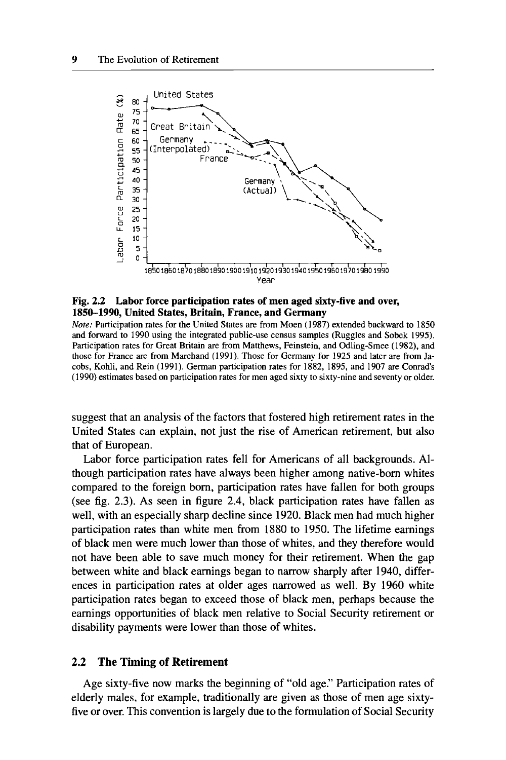**Fig. 2.2 Labor force participation rates of men aged sixty-five and over, 1850–1990, United States, Britain, France, and Germany**

*Note:* Participation rates for the United States are from Moen (1987) extended backward to 1850 and forward to 1990 using the integrated public-use census samples (Ruggles and Sobek 1995). Participation rates for Great Britain are from Matthews, Feinstein, and Odling-Smee (1982), and those for France are from Marchand (1991). Those for Germany for 1925 and later are from Jacobs, Kohli, and Rein (1991). German participation rates for 1882, 1895, and 1907 are Conrad's (1990) estimates based on participation rates for men aged sixty to sixty-nine and seventy or older.

suggest that an analysis of the factors that fostered high retirement rates in the United States can explain, not just the rise of American retirement, but also that of European.

Labor force participation rates fell for Americans of all backgrounds. Although participation rates have always been higher among native-born whites compared to the foreign born, participation rates have fallen for both groups (see fig. 2.3). As seen in figure 2.4, black participation rates have fallen as well, with an especially sharp decline since 1920. Black men had much higher participation rates than white men from 1880 to 1950. The lifetime earnings of black men were much lower than those of whites, and they therefore would not have been able to save much money for their retirement. When the gap between white and black earnings began to narrow sharply after 1940, differences in participation rates at older ages narrowed as well. By 1960 white participation rates began to exceed those of black men, perhaps because the earnings opportunities of black men relative to Social Security retirement or disability payments were lower than those of whites.

## 2.2 The Timing of Retirement

Age sixty-five now marks the beginning of "old age." Participation rates of elderly males, for example, traditionally are given as those of men age sixty-five or over. This convention is largely due to the formulation of Social Security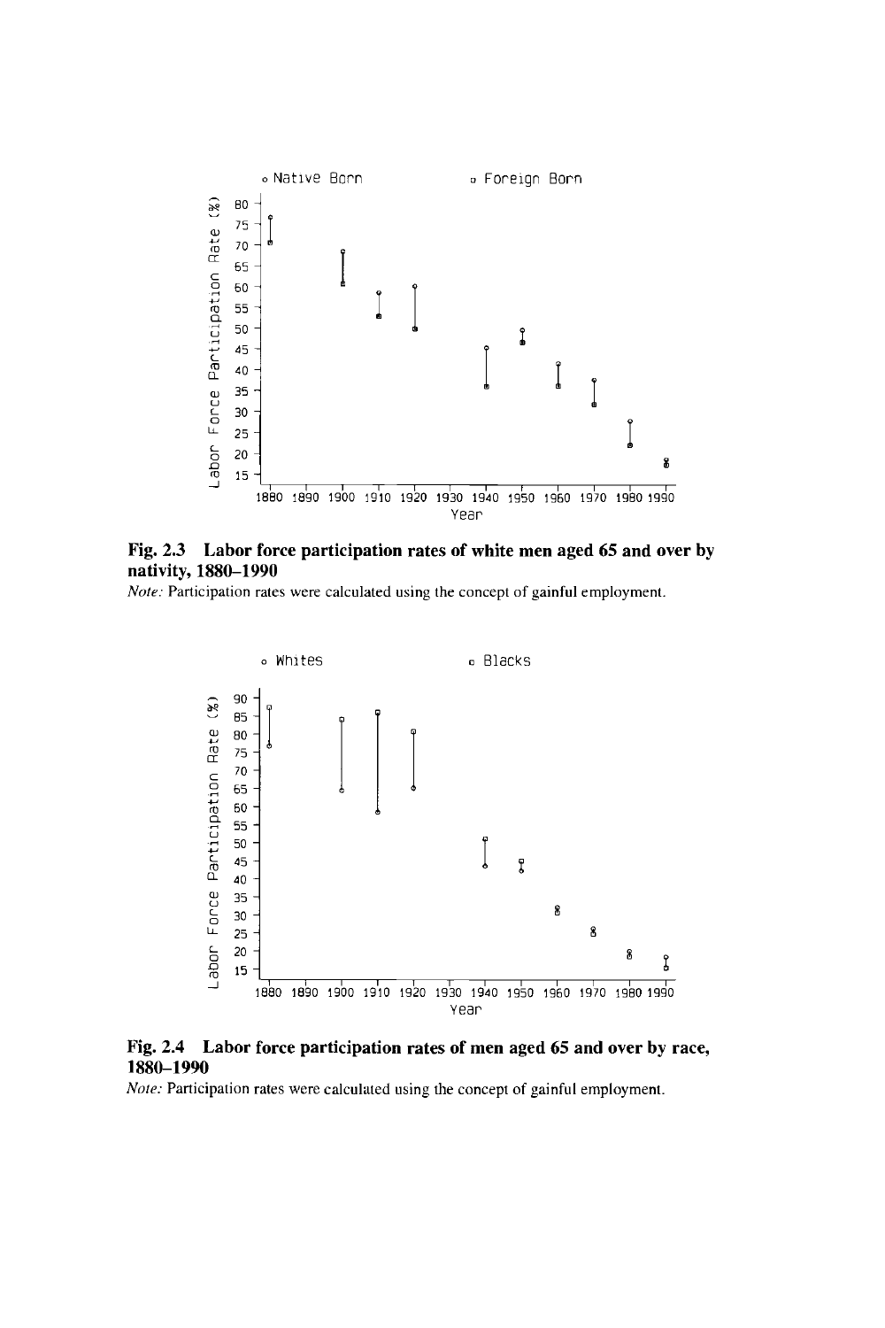**Fig. 2.3 Labor force participation rates of white men aged 65 and over by nativity, 1880–1990**

*Note:* Participation rates were calculated using the concept of gainful employment.

**Fig. 2.4 Labor force participation rates of men aged 65 and over by race, 1880–1990**

*Note:* Participation rates were calculated using the concept of gainful employment.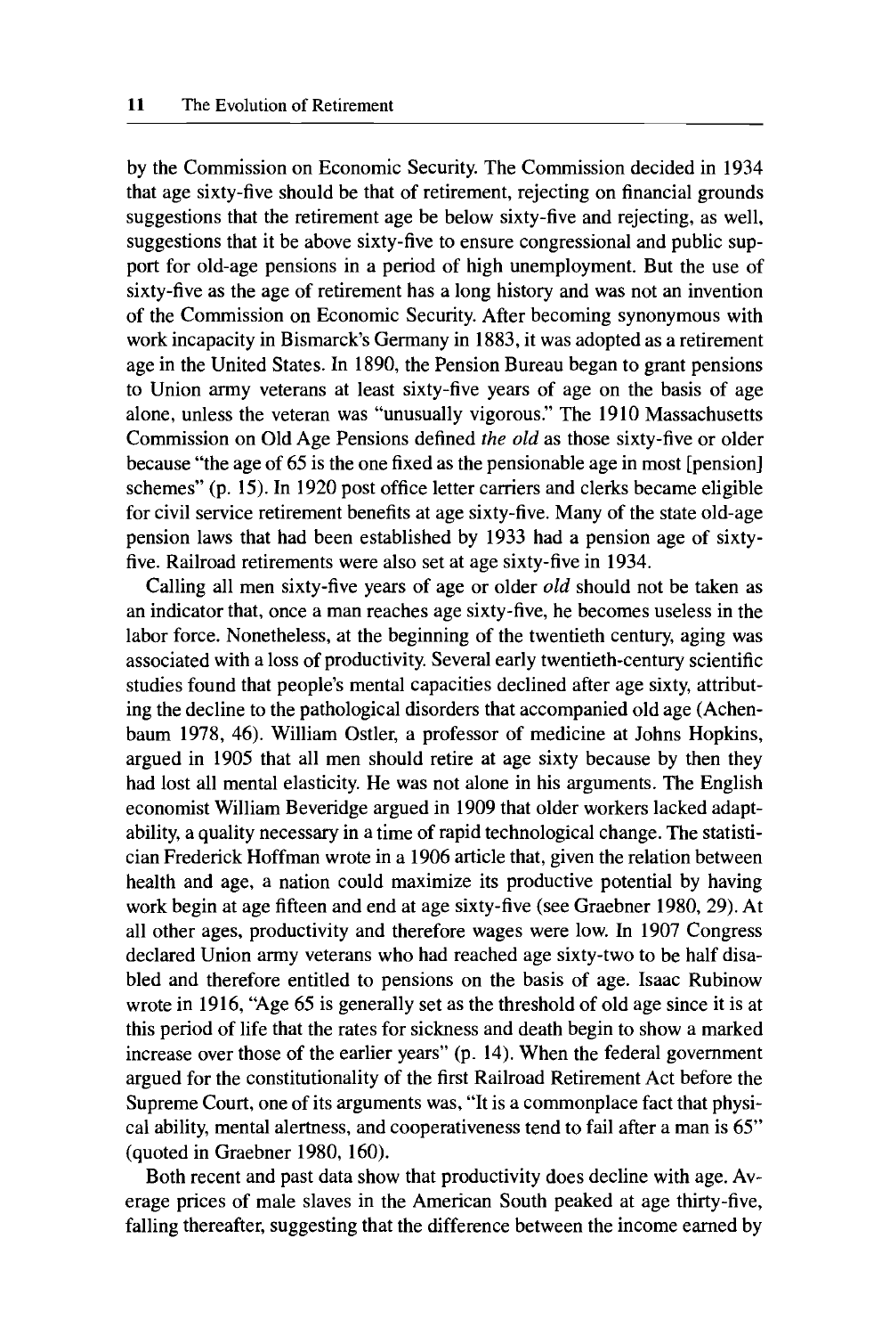by the Commission on Economic Security. The Commission decided in 1934 that age sixty-five should be that of retirement, rejecting on financial grounds suggestions that the retirement age be below sixty-five and rejecting, as well, suggestions that it be above sixty-five to ensure congressional and public support for old-age pensions in a period of high unemployment. But the use of sixty-five as the age of retirement has a long history and was not an invention of the Commission on Economic Security. After becoming synonymous with work incapacity in Bismarck's Germany in 1883, it was adopted as a retirement age in the United States. In 1890, the Pension Bureau began to grant pensions to Union army veterans at least sixty-five years of age on the basis of age alone, unless the veteran was "unusually vigorous." The 1910 Massachusetts Commission on Old Age Pensions defined *the old* as those sixty-five or older because "the age of 65 is the one fixed as the pensionable age in most [pension] schemes" (p. 15). In 1920 post office letter carriers and clerks became eligible for civil service retirement benefits at age sixty-five. Many of the state old-age pension laws that had been established by 1933 had a pension age of sixty-five. Railroad retirements were also set at age sixty-five in 1934.

Calling all men sixty-five years of age or older *old* should not be taken as an indicator that, once a man reaches age sixty-five, he becomes useless in the labor force. Nonetheless, at the beginning of the twentieth century, aging was associated with a loss of productivity. Several early twentieth-century scientific studies found that people's mental capacities declined after age sixty, attributing the decline to the pathological disorders that accompanied old age (Achenbaum 1978, 46). William Ostler, a professor of medicine at Johns Hopkins, argued in 1905 that all men should retire at age sixty because by then they had lost all mental elasticity. He was not alone in his arguments. The English economist William Beveridge argued in 1909 that older workers lacked adaptability, a quality necessary in a time of rapid technological change. The statistician Frederick Hoffman wrote in a 1906 article that, given the relation between health and age, a nation could maximize its productive potential by having work begin at age fifteen and end at age sixty-five (see Graebner 1980, 29). At all other ages, productivity and therefore wages were low. In 1907 Congress declared Union army veterans who had reached age sixty-two to be half disabled and therefore entitled to pensions on the basis of age. Isaac Rubinow wrote in 1916, "Age 65 is generally set as the threshold of old age since it is at this period of life that the rates for sickness and death begin to show a marked increase over those of the earlier years" (p. 14). When the federal government argued for the constitutionality of the first Railroad Retirement Act before the Supreme Court, one of its arguments was, "It is a commonplace fact that physical ability, mental alertness, and cooperativeness tend to fail after a man is 65" (quoted in Graebner 1980, 160).

Both recent and past data show that productivity does decline with age. Average prices of male slaves in the American South peaked at age thirty-five, falling thereafter, suggesting that the difference between the income earned by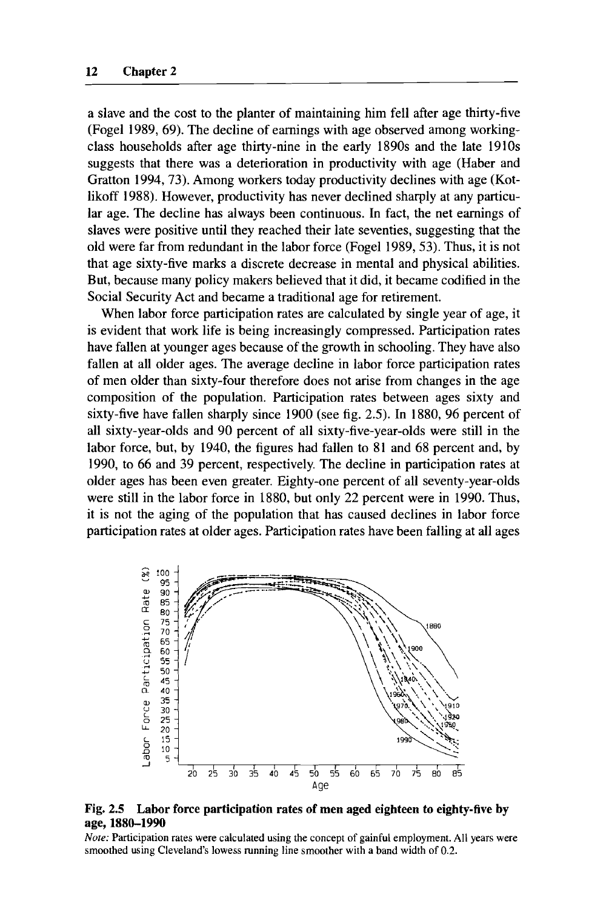a slave and the cost to the planter of maintaining him fell after age thirty-five (Fogel 1989, 69). The decline of earnings with age observed among working-class households after age thirty-nine in the early 1890s and the late 1910s suggests that there was a deterioration in productivity with age (Haber and Gratton 1994, 73). Among workers today productivity declines with age (Kotlikoff 1988). However, productivity has never declined sharply at any particular age. The decline has always been continuous. In fact, the net earnings of slaves were positive until they reached their late seventies, suggesting that the old were far from redundant in the labor force (Fogel 1989, 53). Thus, it is not that age sixty-five marks a discrete decrease in mental and physical abilities. But, because many policy makers believed that it did, it became codified in the Social Security Act and became a traditional age for retirement.

When labor force participation rates are calculated by single year of age, it is evident that work life is being increasingly compressed. Participation rates have fallen at younger ages because of the growth in schooling. They have also fallen at all older ages. The average decline in labor force participation rates of men older than sixty-four therefore does not arise from changes in the age composition of the population. Participation rates between ages sixty and sixty-five have fallen sharply since 1900 (see fig. 2.5). In 1880, 96 percent of all sixty-year-olds and 90 percent of all sixty-five-year-olds were still in the labor force, but, by 1940, the figures had fallen to 81 and 68 percent and, by 1990, to 66 and 39 percent, respectively. The decline in participation rates at older ages has been even greater. Eighty-one percent of all seventy-year-olds were still in the labor force in 1880, but only 22 percent were in 1990. Thus, it is not the aging of the population that has caused declines in labor force participation rates at older ages. Participation rates have been falling at all ages

**Fig. 2.5 Labor force participation rates of men aged eighteen to eighty-five by age, 1880–1990**

*Note:* Participation rates were calculated using the concept of gainful employment. All years were smoothed using Cleveland's lowess running line smoother with a band width of 0.2.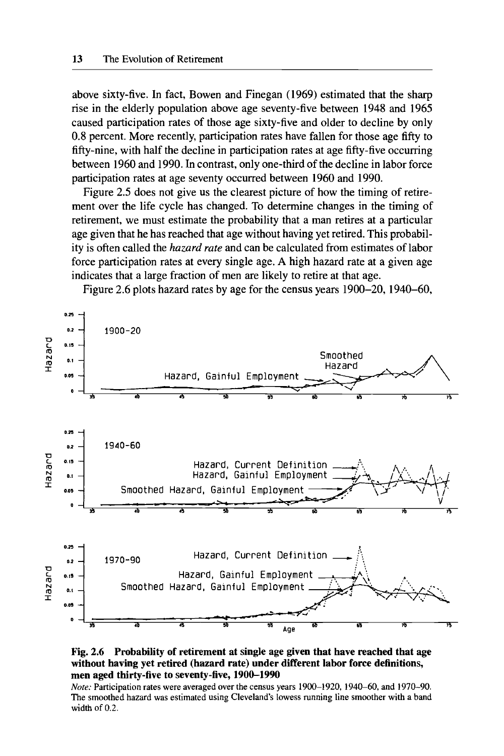above sixty-five. In fact, Bowen and Finegan (1969) estimated that the sharp rise in the elderly population above age seventy-five between 1948 and 1965 caused participation rates of those age sixty-five and older to decline by only 0.8 percent. More recently, participation rates have fallen for those age fifty to fifty-nine, with half the decline in participation rates at age fifty-five occurring between 1960 and 1990. In contrast, only one-third of the decline in labor force participation rates at age seventy occurred between 1960 and 1990.

Figure 2.5 does not give us the clearest picture of how the timing of retirement over the life cycle has changed. To determine changes in the timing of retirement, we must estimate the probability that a man retires at a particular age given that he has reached that age without having yet retired. This probability is often called the *hazard rate* and can be calculated from estimates of labor force participation rates at every single age. A high hazard rate at a given age indicates that a large fraction of men are likely to retire at that age.

Figure 2.6 plots hazard rates by age for the census years 1900–20, 1940–60,

**Fig. 2.6 Probability of retirement at single age given that have reached that age without having yet retired (hazard rate) under different labor force definitions, men aged thirty-five to seventy-five, 1900–1990**

*Note:* Participation rates were averaged over the census years 1900–1920, 1940–60, and 1970–90. The smoothed hazard was estimated using Cleveland's lowess running line smoother with a band width of 0.2.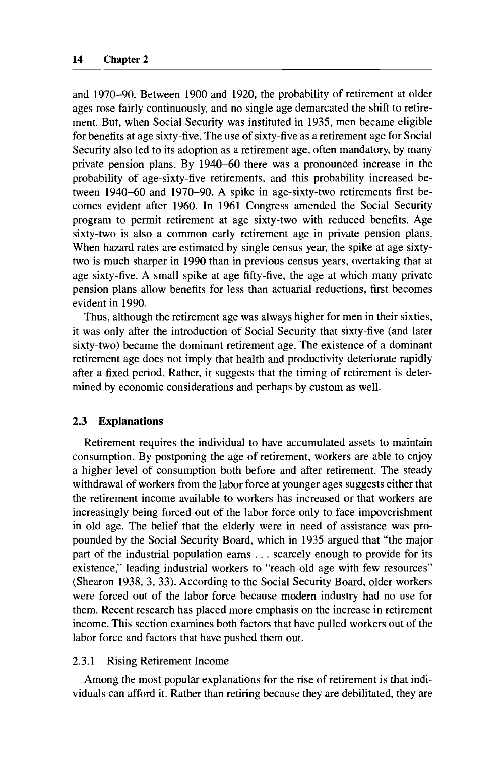and 1970–90. Between 1900 and 1920, the probability of retirement at older ages rose fairly continuously, and no single age demarcated the shift to retirement. But, when Social Security was instituted in 1935, men became eligible for benefits at age sixty-five. The use of sixty-five as a retirement age for Social Security also led to its adoption as a retirement age, often mandatory, by many private pension plans. By 1940–60 there was a pronounced increase in the probability of age-sixty-five retirements, and this probability increased between 1940–60 and 1970–90. A spike in age-sixty-two retirements first becomes evident after 1960. In 1961 Congress amended the Social Security program to permit retirement at age sixty-two with reduced benefits. Age sixty-two is also a common early retirement age in private pension plans. When hazard rates are estimated by single census year, the spike at age sixty-two is much sharper in 1990 than in previous census years, overtaking that at age sixty-five. A small spike at age fifty-five, the age at which many private pension plans allow benefits for less than actuarial reductions, first becomes evident in 1990.

Thus, although the retirement age was always higher for men in their sixties, it was only after the introduction of Social Security that sixty-five (and later sixty-two) became the dominant retirement age. The existence of a dominant retirement age does not imply that health and productivity deteriorate rapidly after a fixed period. Rather, it suggests that the timing of retirement is determined by economic considerations and perhaps by custom as well.

## 2.3 Explanations

Retirement requires the individual to have accumulated assets to maintain consumption. By postponing the age of retirement, workers are able to enjoy a higher level of consumption both before and after retirement. The steady withdrawal of workers from the labor force at younger ages suggests either that the retirement income available to workers has increased or that workers are increasingly being forced out of the labor force only to face impoverishment in old age. The belief that the elderly were in need of assistance was propounded by the Social Security Board, which in 1935 argued that "the major part of the industrial population earns . . . scarcely enough to provide for its existence," leading industrial workers to "reach old age with few resources" (Shearon 1938, 3, 33). According to the Social Security Board, older workers were forced out of the labor force because modern industry had no use for them. Recent research has placed more emphasis on the increase in retirement income. This section examines both factors that have pulled workers out of the labor force and factors that have pushed them out.

### 2.3.1 Rising Retirement Income

Among the most popular explanations for the rise of retirement is that individuals can afford it. Rather than retiring because they are debilitated, they are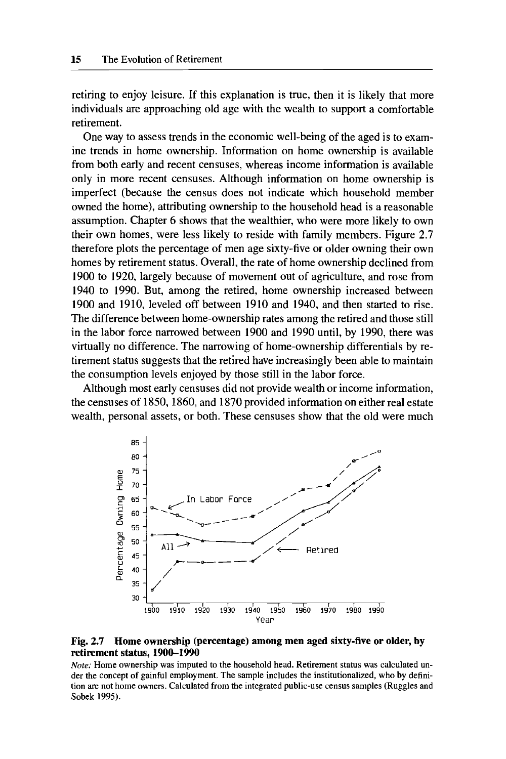retiring to enjoy leisure. If this explanation is true, then it is likely that more individuals are approaching old age with the wealth to support a comfortable retirement.

One way to assess trends in the economic well-being of the aged is to examine trends in home ownership. Information on home ownership is available from both early and recent censuses, whereas income information is available only in more recent censuses. Although information on home ownership is imperfect (because the census does not indicate which household member owned the home), attributing ownership to the household head is a reasonable assumption. Chapter 6 shows that the wealthier, who were more likely to own their own homes, were less likely to reside with family members. Figure 2.7 therefore plots the percentage of men age sixty-five or older owning their own homes by retirement status. Overall, the rate of home ownership declined from 1900 to 1920, largely because of movement out of agriculture, and rose from 1940 to 1990. But, among the retired, home ownership increased between 1900 and 1910, leveled off between 1910 and 1940, and then started to rise. The difference between home-ownership rates among the retired and those still in the labor force narrowed between 1900 and 1990 until, by 1990, there was virtually no difference. The narrowing of home-ownership differentials by retirement status suggests that the retired have increasingly been able to maintain the consumption levels enjoyed by those still in the labor force.

Although most early censuses did not provide wealth or income information, the censuses of 1850, 1860, and 1870 provided information on either real estate wealth, personal assets, or both. These censuses show that the old were much

**Fig. 2.7 Home ownership (percentage) among men aged sixty-five or older, by retirement status, 1900–1990**

*Note:* Home ownership was imputed to the household head. Retirement status was calculated under the concept of gainful employment. The sample includes the institutionalized, who by definition are not home owners. Calculated from the integrated public-use census samples (Ruggles and Sobek 1995).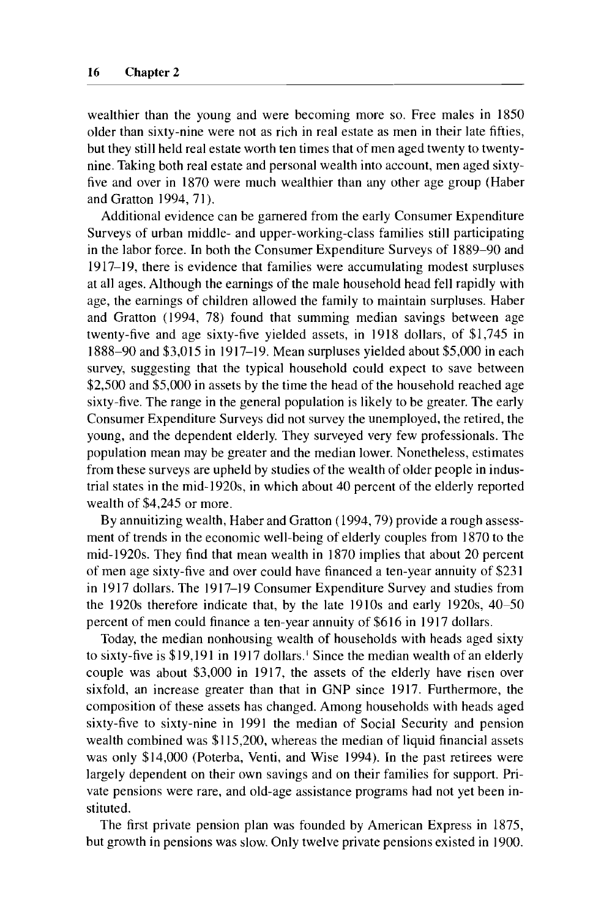wealthier than the young and were becoming more so. Free males in 1850 older than sixty-nine were not as rich in real estate as men in their late fifties, but they still held real estate worth ten times that of men aged twenty to twenty-nine. Taking both real estate and personal wealth into account, men aged sixty-five and over in 1870 were much wealthier than any other age group (Haber and Gratton 1994, 71).

Additional evidence can be garnered from the early Consumer Expenditure Surveys of urban middle- and upper-working-class families still participating in the labor force. In both the Consumer Expenditure Surveys of 1889–90 and 1917–19, there is evidence that families were accumulating modest surpluses at all ages. Although the earnings of the male household head fell rapidly with age, the earnings of children allowed the family to maintain surpluses. Haber and Gratton (1994, 78) found that summing median savings between age twenty-five and age sixty-five yielded assets, in 1918 dollars, of $1,745 in 1888–90 and $3,015 in 1917–19. Mean surpluses yielded about $5,000 in each survey, suggesting that the typical household could expect to save between $2,500 and $5,000 in assets by the time the head of the household reached age sixty-five. The range in the general population is likely to be greater. The early Consumer Expenditure Surveys did not survey the unemployed, the retired, the young, and the dependent elderly. They surveyed very few professionals. The population mean may be greater and the median lower. Nonetheless, estimates from these surveys are upheld by studies of the wealth of older people in industrial states in the mid-1920s, in which about 40 percent of the elderly reported wealth of $4,245 or more.

By annuitizing wealth, Haber and Gratton (1994, 79) provide a rough assessment of trends in the economic well-being of elderly couples from 1870 to the mid-1920s. They find that mean wealth in 1870 implies that about 20 percent of men age sixty-five and over could have financed a ten-year annuity of $231 in 1917 dollars. The 1917–19 Consumer Expenditure Survey and studies from the 1920s therefore indicate that, by the late 1910s and early 1920s, 40–50 percent of men could finance a ten-year annuity of $616 in 1917 dollars.

Today, the median nonhousing wealth of households with heads aged sixty to sixty-five is $19,191 in 1917 dollars.[1] Since the median wealth of an elderly couple was about $3,000 in 1917, the assets of the elderly have risen over sixfold, an increase greater than that in GNP since 1917. Furthermore, the composition of these assets has changed. Among households with heads aged sixty-five to sixty-nine in 1991 the median of Social Security and pension wealth combined was $115,200, whereas the median of liquid financial assets was only $14,000 (Poterba, Venti, and Wise 1994). In the past retirees were largely dependent on their own savings and on their families for support. Private pensions were rare, and old-age assistance programs had not yet been instituted.

The first private pension plan was founded by American Express in 1875, but growth in pensions was slow. Only twelve private pensions existed in 1900.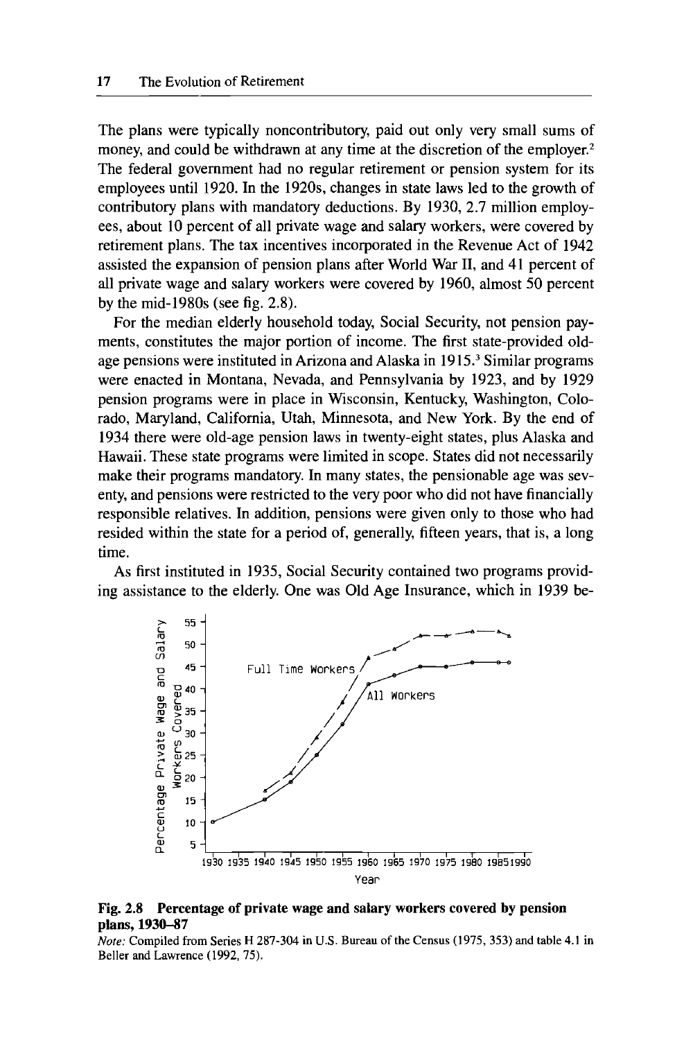The plans were typically noncontributory, paid out only very small sums of money, and could be withdrawn at any time at the discretion of the employer.[2] The federal government had no regular retirement or pension system for its employees until 1920. In the 1920s, changes in state laws led to the growth of contributory plans with mandatory deductions. By 1930, 2.7 million employees, about 10 percent of all private wage and salary workers, were covered by retirement plans. The tax incentives incorporated in the Revenue Act of 1942 assisted the expansion of pension plans after World War II, and 41 percent of all private wage and salary workers were covered by 1960, almost 50 percent by the mid-1980s (see fig. 2.8).

For the median elderly household today, Social Security, not pension payments, constitutes the major portion of income. The first state-provided old-age pensions were instituted in Arizona and Alaska in 1915.[3] Similar programs were enacted in Montana, Nevada, and Pennsylvania by 1923, and by 1929 pension programs were in place in Wisconsin, Kentucky, Washington, Colorado, Maryland, California, Utah, Minnesota, and New York. By the end of 1934 there were old-age pension laws in twenty-eight states, plus Alaska and Hawaii. These state programs were limited in scope. States did not necessarily make their programs mandatory. In many states, the pensionable age was seventy, and pensions were restricted to the very poor who did not have financially responsible relatives. In addition, pensions were given only to those who had resided within the state for a period of, generally, fifteen years, that is, a long time.

As first instituted in 1935, Social Security contained two programs providing assistance to the elderly. One was Old Age Insurance, which in 1939 be-

**Fig. 2.8 Percentage of private wage and salary workers covered by pension plans, 1930–87**

*Note:* Compiled from Series H 287-304 in U.S. Bureau of the Census (1975, 353) and table 4.1 in Beller and Lawrence (1992, 75).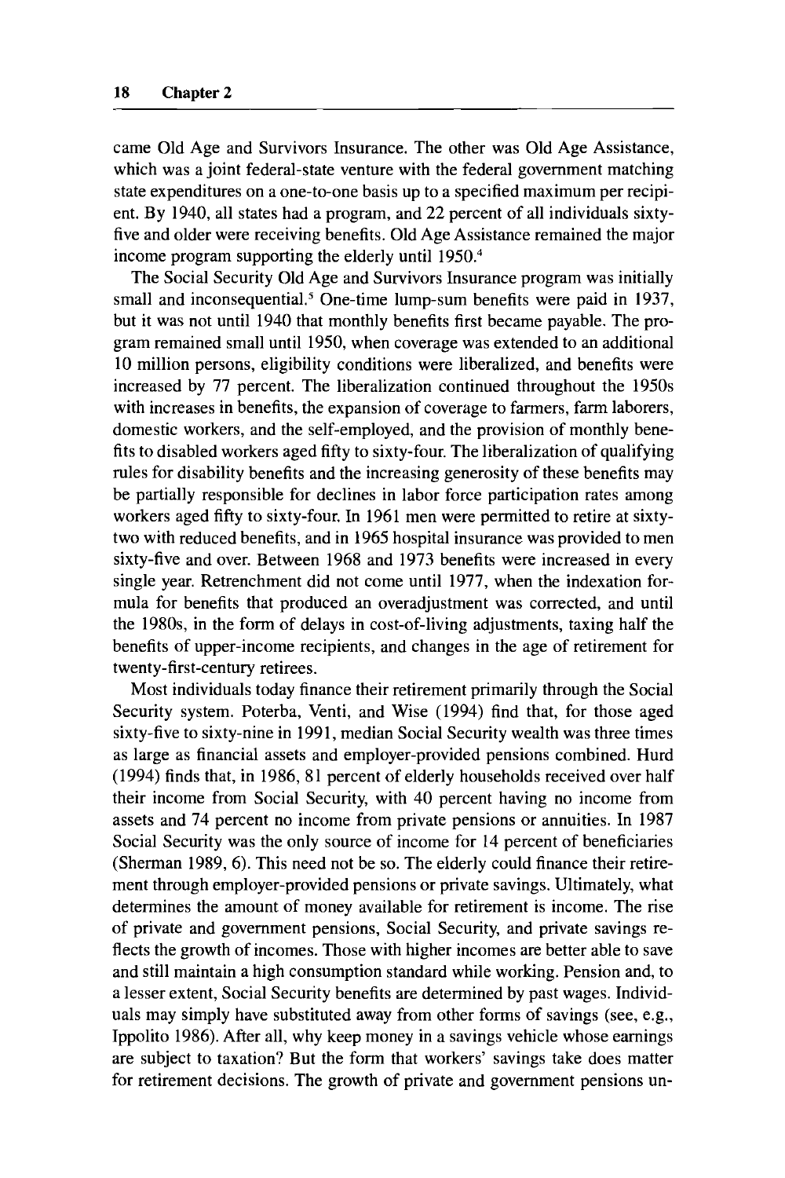came Old Age and Survivors Insurance. The other was Old Age Assistance, which was a joint federal-state venture with the federal government matching state expenditures on a one-to-one basis up to a specified maximum per recipient. By 1940, all states had a program, and 22 percent of all individuals sixty-five and older were receiving benefits. Old Age Assistance remained the major income program supporting the elderly until 1950.[4]

The Social Security Old Age and Survivors Insurance program was initially small and inconsequential.[5] One-time lump-sum benefits were paid in 1937, but it was not until 1940 that monthly benefits first became payable. The program remained small until 1950, when coverage was extended to an additional 10 million persons, eligibility conditions were liberalized, and benefits were increased by 77 percent. The liberalization continued throughout the 1950s with increases in benefits, the expansion of coverage to farmers, farm laborers, domestic workers, and the self-employed, and the provision of monthly benefits to disabled workers aged fifty to sixty-four. The liberalization of qualifying rules for disability benefits and the increasing generosity of these benefits may be partially responsible for declines in labor force participation rates among workers aged fifty to sixty-four. In 1961 men were permitted to retire at sixty-two with reduced benefits, and in 1965 hospital insurance was provided to men sixty-five and over. Between 1968 and 1973 benefits were increased in every single year. Retrenchment did not come until 1977, when the indexation formula for benefits that produced an overadjustment was corrected, and until the 1980s, in the form of delays in cost-of-living adjustments, taxing half the benefits of upper-income recipients, and changes in the age of retirement for twenty-first-century retirees.

Most individuals today finance their retirement primarily through the Social Security system. Poterba, Venti, and Wise (1994) find that, for those aged sixty-five to sixty-nine in 1991, median Social Security wealth was three times as large as financial assets and employer-provided pensions combined. Hurd (1994) finds that, in 1986, 81 percent of elderly households received over half their income from Social Security, with 40 percent having no income from assets and 74 percent no income from private pensions or annuities. In 1987 Social Security was the only source of income for 14 percent of beneficiaries (Sherman 1989, 6). This need not be so. The elderly could finance their retirement through employer-provided pensions or private savings. Ultimately, what determines the amount of money available for retirement is income. The rise of private and government pensions, Social Security, and private savings reflects the growth of incomes. Those with higher incomes are better able to save and still maintain a high consumption standard while working. Pension and, to a lesser extent, Social Security benefits are determined by past wages. Individuals may simply have substituted away from other forms of savings (see, e.g., Ippolito 1986). After all, why keep money in a savings vehicle whose earnings are subject to taxation? But the form that workers' savings take does matter for retirement decisions. The growth of private and government pensions un-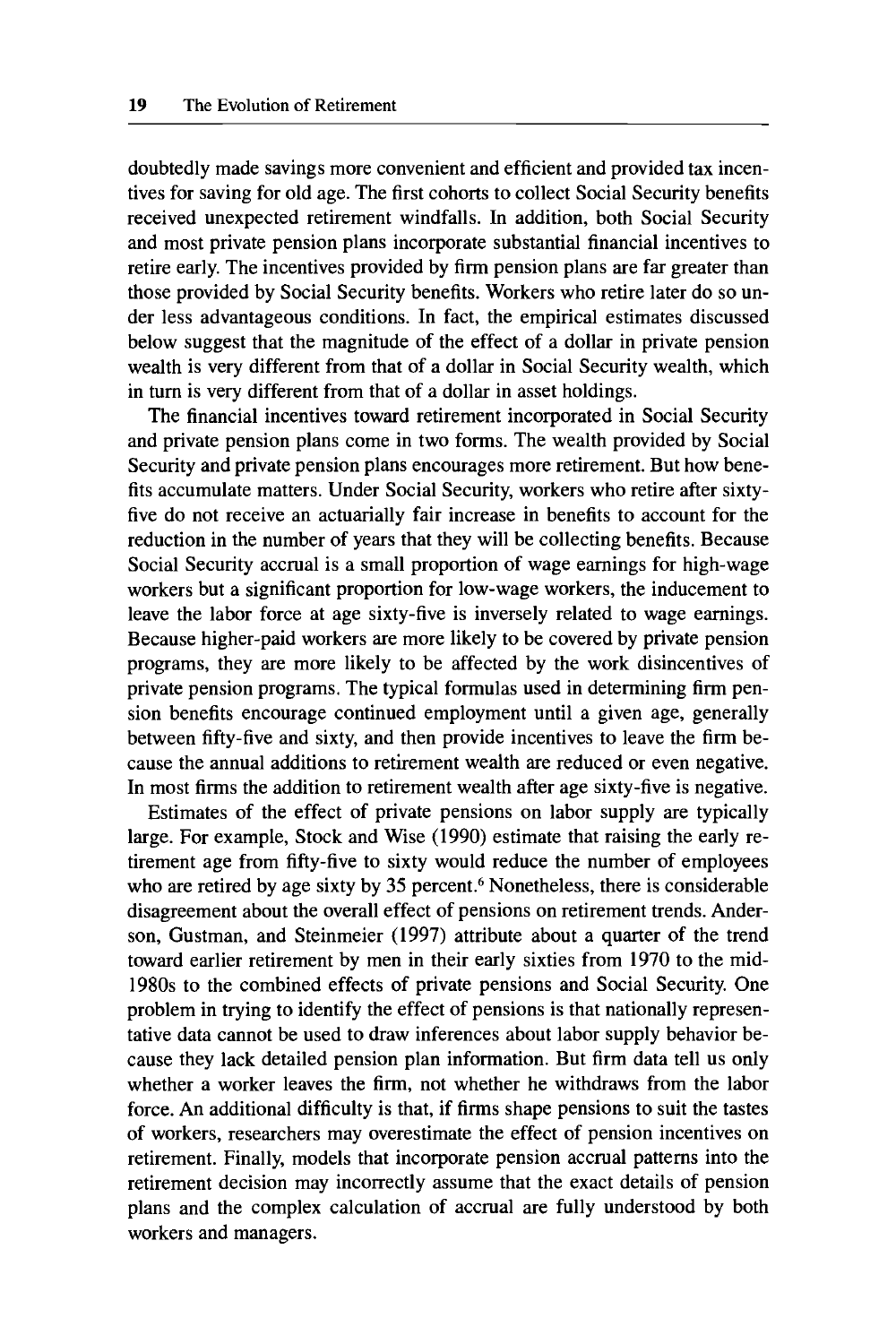doubtedly made savings more convenient and efficient and provided tax incentives for saving for old age. The first cohorts to collect Social Security benefits received unexpected retirement windfalls. In addition, both Social Security and most private pension plans incorporate substantial financial incentives to retire early. The incentives provided by firm pension plans are far greater than those provided by Social Security benefits. Workers who retire later do so under less advantageous conditions. In fact, the empirical estimates discussed below suggest that the magnitude of the effect of a dollar in private pension wealth is very different from that of a dollar in Social Security wealth, which in turn is very different from that of a dollar in asset holdings.

The financial incentives toward retirement incorporated in Social Security and private pension plans come in two forms. The wealth provided by Social Security and private pension plans encourages more retirement. But how benefits accumulate matters. Under Social Security, workers who retire after sixty-five do not receive an actuarially fair increase in benefits to account for the reduction in the number of years that they will be collecting benefits. Because Social Security accrual is a small proportion of wage earnings for high-wage workers but a significant proportion for low-wage workers, the inducement to leave the labor force at age sixty-five is inversely related to wage earnings. Because higher-paid workers are more likely to be covered by private pension programs, they are more likely to be affected by the work disincentives of private pension programs. The typical formulas used in determining firm pension benefits encourage continued employment until a given age, generally between fifty-five and sixty, and then provide incentives to leave the firm because the annual additions to retirement wealth are reduced or even negative. In most firms the addition to retirement wealth after age sixty-five is negative.

Estimates of the effect of private pensions on labor supply are typically large. For example, Stock and Wise (1990) estimate that raising the early retirement age from fifty-five to sixty would reduce the number of employees who are retired by age sixty by 35 percent.[6] Nonetheless, there is considerable disagreement about the overall effect of pensions on retirement trends. Anderson, Gustman, and Steinmeier (1997) attribute about a quarter of the trend toward earlier retirement by men in their early sixties from 1970 to the mid-1980s to the combined effects of private pensions and Social Security. One problem in trying to identify the effect of pensions is that nationally representative data cannot be used to draw inferences about labor supply behavior because they lack detailed pension plan information. But firm data tell us only whether a worker leaves the firm, not whether he withdraws from the labor force. An additional difficulty is that, if firms shape pensions to suit the tastes of workers, researchers may overestimate the effect of pension incentives on retirement. Finally, models that incorporate pension accrual patterns into the retirement decision may incorrectly assume that the exact details of pension plans and the complex calculation of accrual are fully understood by both workers and managers.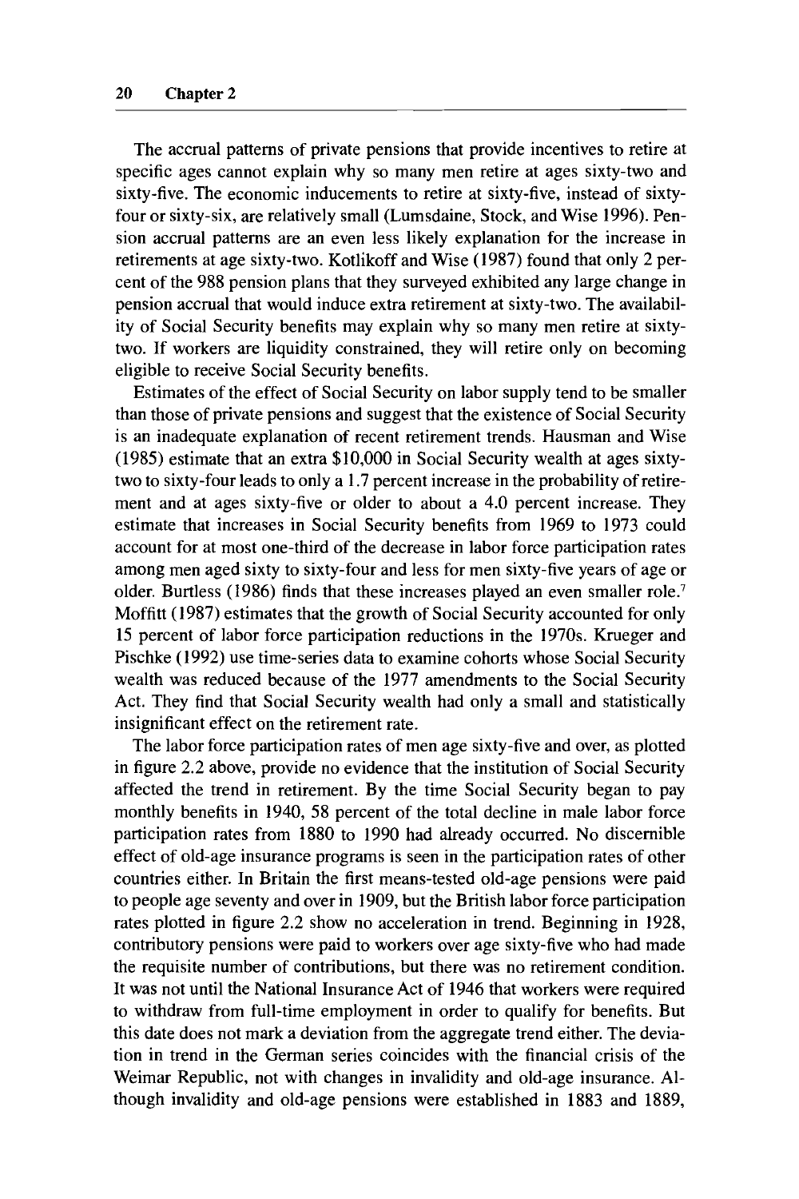The accrual patterns of private pensions that provide incentives to retire at specific ages cannot explain why so many men retire at ages sixty-two and sixty-five. The economic inducements to retire at sixty-five, instead of sixty-four or sixty-six, are relatively small (Lumsdaine, Stock, and Wise 1996). Pension accrual patterns are an even less likely explanation for the increase in retirements at age sixty-two. Kotlikoff and Wise (1987) found that only 2 percent of the 988 pension plans that they surveyed exhibited any large change in pension accrual that would induce extra retirement at sixty-two. The availability of Social Security benefits may explain why so many men retire at sixty-two. If workers are liquidity constrained, they will retire only on becoming eligible to receive Social Security benefits.

Estimates of the effect of Social Security on labor supply tend to be smaller than those of private pensions and suggest that the existence of Social Security is an inadequate explanation of recent retirement trends. Hausman and Wise (1985) estimate that an extra $10,000 in Social Security wealth at ages sixty-two to sixty-four leads to only a 1.7 percent increase in the probability of retirement and at ages sixty-five or older to about a 4.0 percent increase. They estimate that increases in Social Security benefits from 1969 to 1973 could account for at most one-third of the decrease in labor force participation rates among men aged sixty to sixty-four and less for men sixty-five years of age or older. Burtless (1986) finds that these increases played an even smaller role.[7] Moffitt (1987) estimates that the growth of Social Security accounted for only 15 percent of labor force participation reductions in the 1970s. Krueger and Pischke (1992) use time-series data to examine cohorts whose Social Security wealth was reduced because of the 1977 amendments to the Social Security Act. They find that Social Security wealth had only a small and statistically insignificant effect on the retirement rate.

The labor force participation rates of men age sixty-five and over, as plotted in figure 2.2 above, provide no evidence that the institution of Social Security affected the trend in retirement. By the time Social Security began to pay monthly benefits in 1940, 58 percent of the total decline in male labor force participation rates from 1880 to 1990 had already occurred. No discernible effect of old-age insurance programs is seen in the participation rates of other countries either. In Britain the first means-tested old-age pensions were paid to people age seventy and over in 1909, but the British labor force participation rates plotted in figure 2.2 show no acceleration in trend. Beginning in 1928, contributory pensions were paid to workers over age sixty-five who had made the requisite number of contributions, but there was no retirement condition. It was not until the National Insurance Act of 1946 that workers were required to withdraw from full-time employment in order to qualify for benefits. But this date does not mark a deviation from the aggregate trend either. The deviation in trend in the German series coincides with the financial crisis of the Weimar Republic, not with changes in invalidity and old-age insurance. Although invalidity and old-age pensions were established in 1883 and 1889,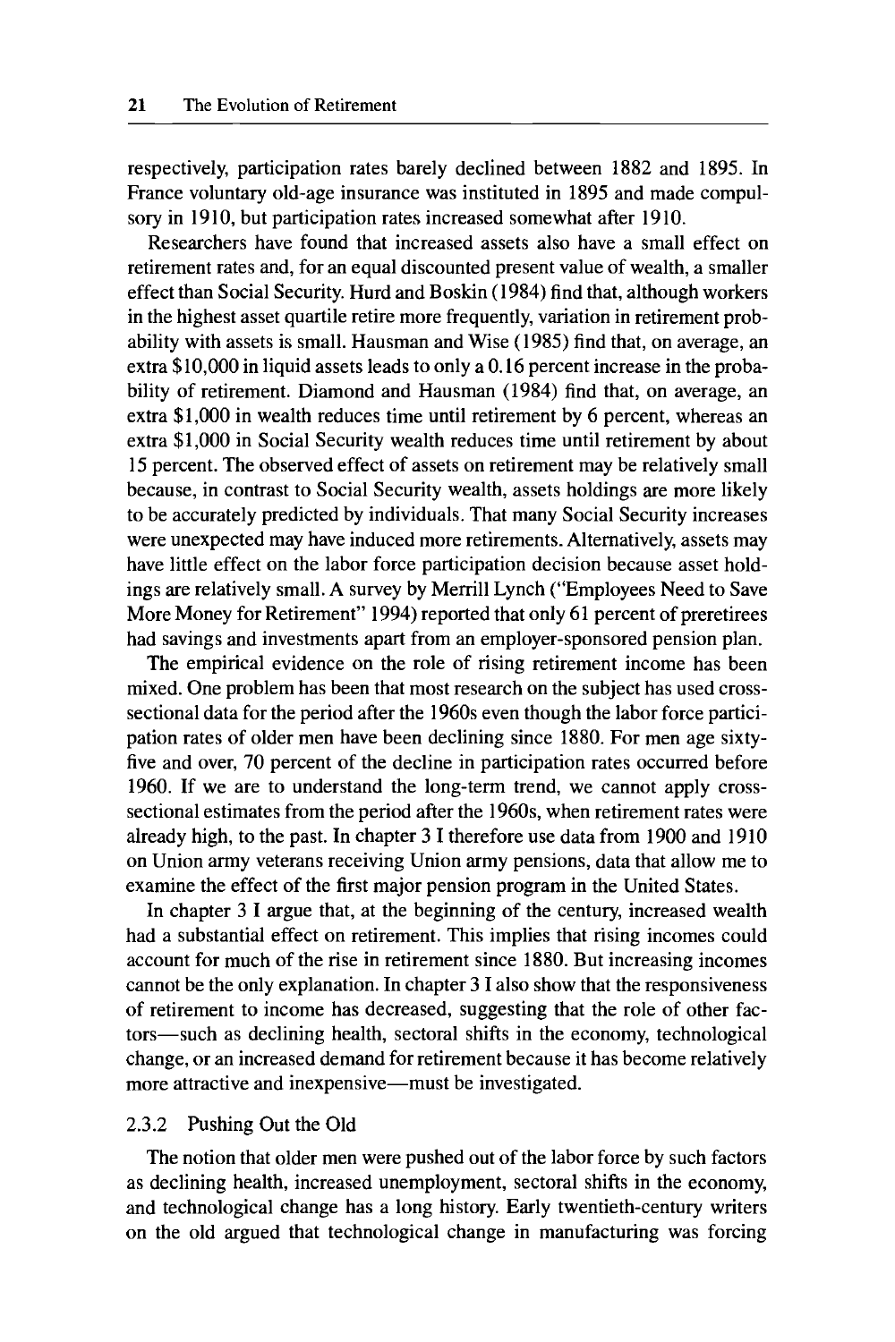respectively, participation rates barely declined between 1882 and 1895. In France voluntary old-age insurance was instituted in 1895 and made compulsory in 1910, but participation rates increased somewhat after 1910.

Researchers have found that increased assets also have a small effect on retirement rates and, for an equal discounted present value of wealth, a smaller effect than Social Security. Hurd and Boskin (1984) find that, although workers in the highest asset quartile retire more frequently, variation in retirement probability with assets is small. Hausman and Wise (1985) find that, on average, an extra $10,000 in liquid assets leads to only a 0.16 percent increase in the probability of retirement. Diamond and Hausman (1984) find that, on average, an extra $1,000 in wealth reduces time until retirement by 6 percent, whereas an extra $1,000 in Social Security wealth reduces time until retirement by about 15 percent. The observed effect of assets on retirement may be relatively small because, in contrast to Social Security wealth, assets holdings are more likely to be accurately predicted by individuals. That many Social Security increases were unexpected may have induced more retirements. Alternatively, assets may have little effect on the labor force participation decision because asset holdings are relatively small. A survey by Merrill Lynch ("Employees Need to Save More Money for Retirement" 1994) reported that only 61 percent of preretirees had savings and investments apart from an employer-sponsored pension plan.

The empirical evidence on the role of rising retirement income has been mixed. One problem has been that most research on the subject has used cross-sectional data for the period after the 1960s even though the labor force participation rates of older men have been declining since 1880. For men age sixty-five and over, 70 percent of the decline in participation rates occurred before 1960. If we are to understand the long-term trend, we cannot apply cross-sectional estimates from the period after the 1960s, when retirement rates were already high, to the past. In chapter 3 I therefore use data from 1900 and 1910 on Union army veterans receiving Union army pensions, data that allow me to examine the effect of the first major pension program in the United States.

In chapter 3 I argue that, at the beginning of the century, increased wealth had a substantial effect on retirement. This implies that rising incomes could account for much of the rise in retirement since 1880. But increasing incomes cannot be the only explanation. In chapter 3 I also show that the responsiveness of retirement to income has decreased, suggesting that the role of other factors—such as declining health, sectoral shifts in the economy, technological change, or an increased demand for retirement because it has become relatively more attractive and inexpensive—must be investigated.

### 2.3.2 Pushing Out the Old

The notion that older men were pushed out of the labor force by such factors as declining health, increased unemployment, sectoral shifts in the economy, and technological change has a long history. Early twentieth-century writers on the old argued that technological change in manufacturing was forcing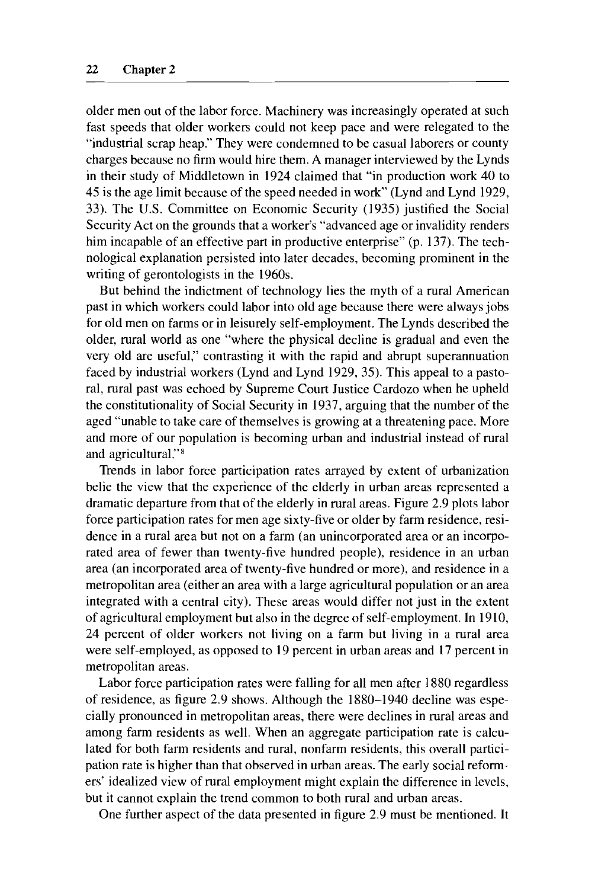older men out of the labor force. Machinery was increasingly operated at such fast speeds that older workers could not keep pace and were relegated to the "industrial scrap heap." They were condemned to be casual laborers or county charges because no firm would hire them. A manager interviewed by the Lynds in their study of Middletown in 1924 claimed that "in production work 40 to 45 is the age limit because of the speed needed in work" (Lynd and Lynd 1929, 33). The U.S. Committee on Economic Security (1935) justified the Social Security Act on the grounds that a worker's "advanced age or invalidity renders him incapable of an effective part in productive enterprise" (p. 137). The technological explanation persisted into later decades, becoming prominent in the writing of gerontologists in the 1960s.

But behind the indictment of technology lies the myth of a rural American past in which workers could labor into old age because there were always jobs for old men on farms or in leisurely self-employment. The Lynds described the older, rural world as one "where the physical decline is gradual and even the very old are useful," contrasting it with the rapid and abrupt superannuation faced by industrial workers (Lynd and Lynd 1929, 35). This appeal to a pastoral, rural past was echoed by Supreme Court Justice Cardozo when he upheld the constitutionality of Social Security in 1937, arguing that the number of the aged "unable to take care of themselves is growing at a threatening pace. More and more of our population is becoming urban and industrial instead of rural and agricultural."[8]

Trends in labor force participation rates arrayed by extent of urbanization belie the view that the experience of the elderly in urban areas represented a dramatic departure from that of the elderly in rural areas. Figure 2.9 plots labor force participation rates for men age sixty-five or older by farm residence, residence in a rural area but not on a farm (an unincorporated area or an incorporated area of fewer than twenty-five hundred people), residence in an urban area (an incorporated area of twenty-five hundred or more), and residence in a metropolitan area (either an area with a large agricultural population or an area integrated with a central city). These areas would differ not just in the extent of agricultural employment but also in the degree of self-employment. In 1910, 24 percent of older workers not living on a farm but living in a rural area were self-employed, as opposed to 19 percent in urban areas and 17 percent in metropolitan areas.

Labor force participation rates were falling for all men after 1880 regardless of residence, as figure 2.9 shows. Although the 1880–1940 decline was especially pronounced in metropolitan areas, there were declines in rural areas and among farm residents as well. When an aggregate participation rate is calculated for both farm residents and rural, nonfarm residents, this overall participation rate is higher than that observed in urban areas. The early social reformers' idealized view of rural employment might explain the difference in levels, but it cannot explain the trend common to both rural and urban areas.

One further aspect of the data presented in figure 2.9 must be mentioned. It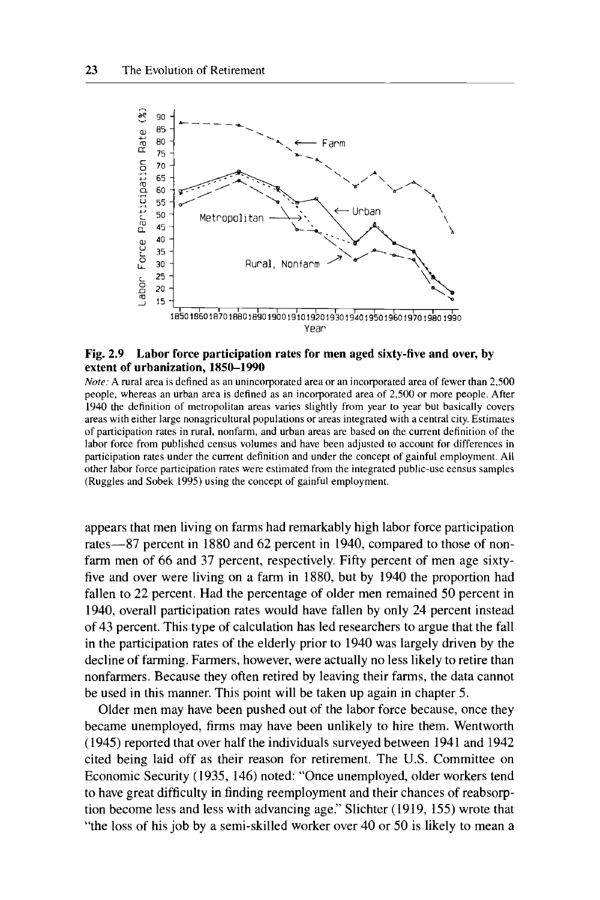**Fig. 2.9 Labor force participation rates for men aged sixty-five and over, by extent of urbanization, 1850–1990**

*Note:* A rural area is defined as an unincorporated area or an incorporated area of fewer than 2,500 people, whereas an urban area is defined as an incorporated area of 2,500 or more people. After 1940 the definition of metropolitan areas varies slightly from year to year but basically covers areas with either large nonagricultural populations or areas integrated with a central city. Estimates of participation rates in rural, nonfarm, and urban areas are based on the current definition of the labor force from published census volumes and have been adjusted to account for differences in participation rates under the current definition and under the concept of gainful employment. All other labor force participation rates were estimated from the integrated public-use census samples (Ruggles and Sobek 1995) using the concept of gainful employment.

appears that men living on farms had remarkably high labor force participation rates—87 percent in 1880 and 62 percent in 1940, compared to those of non-farm men of 66 and 37 percent, respectively. Fifty percent of men age sixty-five and over were living on a farm in 1880, but by 1940 the proportion had fallen to 22 percent. Had the percentage of older men remained 50 percent in 1940, overall participation rates would have fallen by only 24 percent instead of 43 percent. This type of calculation has led researchers to argue that the fall in the participation rates of the elderly prior to 1940 was largely driven by the decline of farming. Farmers, however, were actually no less likely to retire than nonfarmers. Because they often retired by leaving their farms, the data cannot be used in this manner. This point will be taken up again in chapter 5.

Older men may have been pushed out of the labor force because, once they became unemployed, firms may have been unlikely to hire them. Wentworth (1945) reported that over half the individuals surveyed between 1941 and 1942 cited being laid off as their reason for retirement. The U.S. Committee on Economic Security (1935, 146) noted: "Once unemployed, older workers tend to have great difficulty in finding reemployment and their chances of reabsorption become less and less with advancing age." Slichter (1919, 155) wrote that "the loss of his job by a semi-skilled worker over 40 or 50 is likely to mean a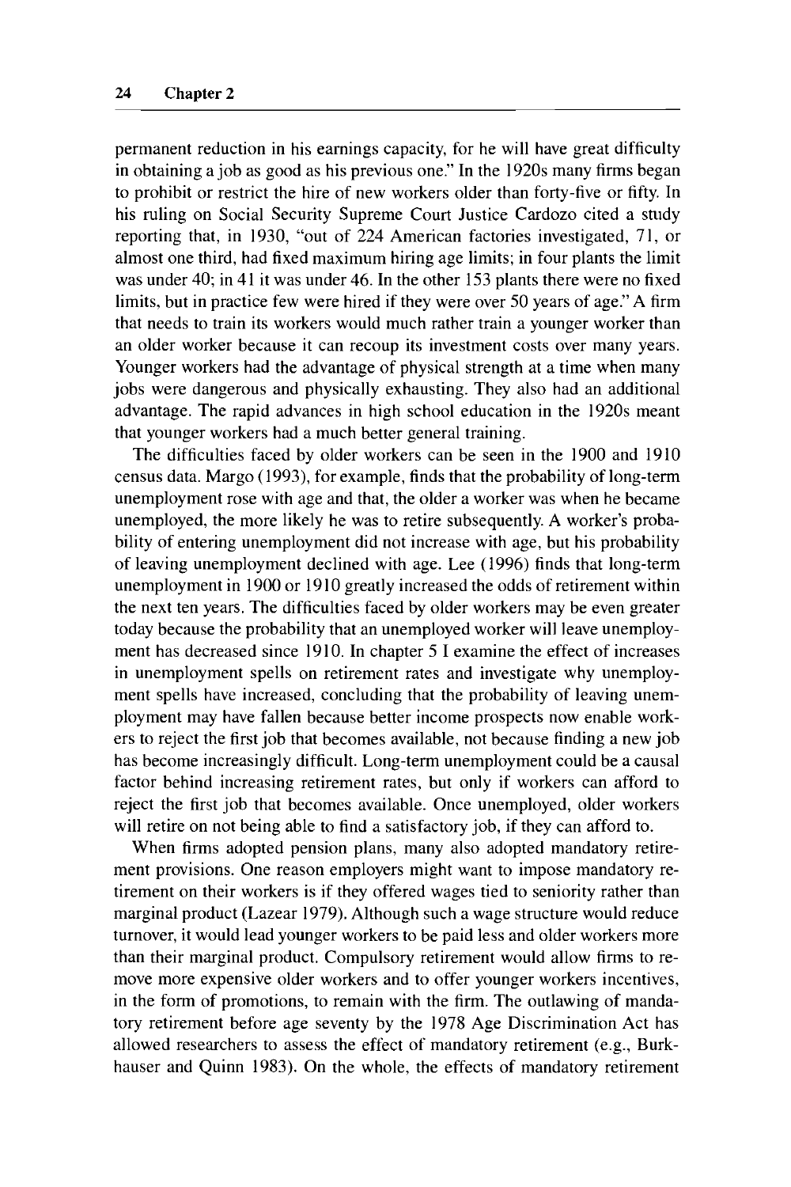permanent reduction in his earnings capacity, for he will have great difficulty in obtaining a job as good as his previous one." In the 1920s many firms began to prohibit or restrict the hire of new workers older than forty-five or fifty. In his ruling on Social Security Supreme Court Justice Cardozo cited a study reporting that, in 1930, "out of 224 American factories investigated, 71, or almost one third, had fixed maximum hiring age limits; in four plants the limit was under 40; in 41 it was under 46. In the other 153 plants there were no fixed limits, but in practice few were hired if they were over 50 years of age." A firm that needs to train its workers would much rather train a younger worker than an older worker because it can recoup its investment costs over many years. Younger workers had the advantage of physical strength at a time when many jobs were dangerous and physically exhausting. They also had an additional advantage. The rapid advances in high school education in the 1920s meant that younger workers had a much better general training.

The difficulties faced by older workers can be seen in the 1900 and 1910 census data. Margo (1993), for example, finds that the probability of long-term unemployment rose with age and that, the older a worker was when he became unemployed, the more likely he was to retire subsequently. A worker's probability of entering unemployment did not increase with age, but his probability of leaving unemployment declined with age. Lee (1996) finds that long-term unemployment in 1900 or 1910 greatly increased the odds of retirement within the next ten years. The difficulties faced by older workers may be even greater today because the probability that an unemployed worker will leave unemployment has decreased since 1910. In chapter 5 I examine the effect of increases in unemployment spells on retirement rates and investigate why unemployment spells have increased, concluding that the probability of leaving unemployment may have fallen because better income prospects now enable workers to reject the first job that becomes available, not because finding a new job has become increasingly difficult. Long-term unemployment could be a causal factor behind increasing retirement rates, but only if workers can afford to reject the first job that becomes available. Once unemployed, older workers will retire on not being able to find a satisfactory job, if they can afford to.

When firms adopted pension plans, many also adopted mandatory retirement provisions. One reason employers might want to impose mandatory retirement on their workers is if they offered wages tied to seniority rather than marginal product (Lazear 1979). Although such a wage structure would reduce turnover, it would lead younger workers to be paid less and older workers more than their marginal product. Compulsory retirement would allow firms to remove more expensive older workers and to offer younger workers incentives, in the form of promotions, to remain with the firm. The outlawing of mandatory retirement before age seventy by the 1978 Age Discrimination Act has allowed researchers to assess the effect of mandatory retirement (e.g., Burkhauser and Quinn 1983). On the whole, the effects of mandatory retirement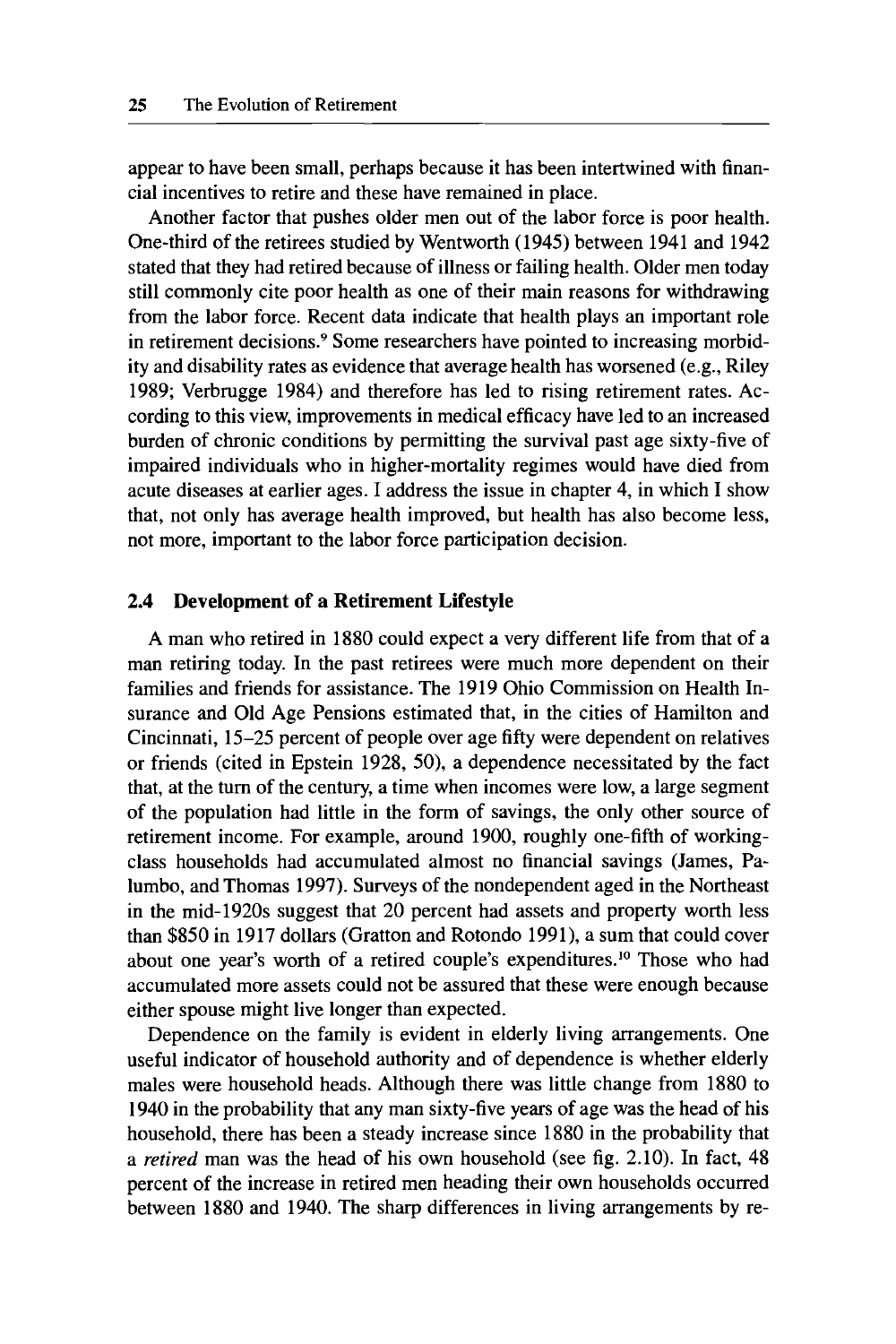appear to have been small, perhaps because it has been intertwined with financial incentives to retire and these have remained in place.

Another factor that pushes older men out of the labor force is poor health. One-third of the retirees studied by Wentworth (1945) between 1941 and 1942 stated that they had retired because of illness or failing health. Older men today still commonly cite poor health as one of their main reasons for withdrawing from the labor force. Recent data indicate that health plays an important role in retirement decisions.[9] Some researchers have pointed to increasing morbidity and disability rates as evidence that average health has worsened (e.g., Riley 1989; Verbrugge 1984) and therefore has led to rising retirement rates. According to this view, improvements in medical efficacy have led to an increased burden of chronic conditions by permitting the survival past age sixty-five of impaired individuals who in higher-mortality regimes would have died from acute diseases at earlier ages. I address the issue in chapter 4, in which I show that, not only has average health improved, but health has also become less, not more, important to the labor force participation decision.

## 2.4 Development of a Retirement Lifestyle

A man who retired in 1880 could expect a very different life from that of a man retiring today. In the past retirees were much more dependent on their families and friends for assistance. The 1919 Ohio Commission on Health Insurance and Old Age Pensions estimated that, in the cities of Hamilton and Cincinnati, 15–25 percent of people over age fifty were dependent on relatives or friends (cited in Epstein 1928, 50), a dependence necessitated by the fact that, at the turn of the century, a time when incomes were low, a large segment of the population had little in the form of savings, the only other source of retirement income. For example, around 1900, roughly one-fifth of working-class households had accumulated almost no financial savings (James, Palumbo, and Thomas 1997). Surveys of the nondependent aged in the Northeast in the mid-1920s suggest that 20 percent had assets and property worth less than $850 in 1917 dollars (Gratton and Rotondo 1991), a sum that could cover about one year's worth of a retired couple's expenditures.[10] Those who had accumulated more assets could not be assured that these were enough because either spouse might live longer than expected.

Dependence on the family is evident in elderly living arrangements. One useful indicator of household authority and of dependence is whether elderly males were household heads. Although there was little change from 1880 to 1940 in the probability that any man sixty-five years of age was the head of his household, there has been a steady increase since 1880 in the probability that a *retired* man was the head of his own household (see fig. 2.10). In fact, 48 percent of the increase in retired men heading their own households occurred between 1880 and 1940. The sharp differences in living arrangements by re-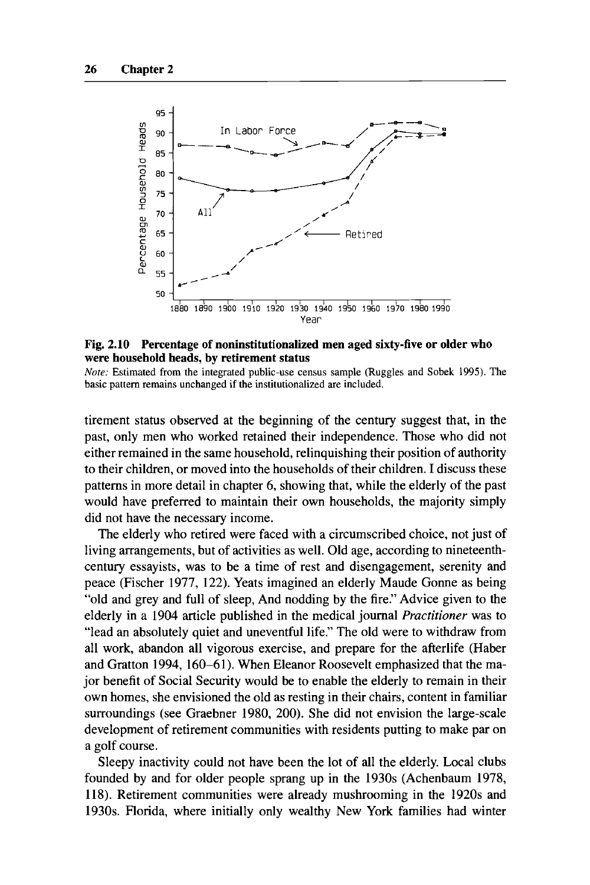**Fig. 2.10 Percentage of noninstitutionalized men aged sixty-five or older who were household heads, by retirement status**

*Note:* Estimated from the integrated public-use census sample (Ruggles and Sobek 1995). The basic pattern remains unchanged if the institutionalized are included.

tirement status observed at the beginning of the century suggest that, in the past, only men who worked retained their independence. Those who did not either remained in the same household, relinquishing their position of authority to their children, or moved into the households of their children. I discuss these patterns in more detail in chapter 6, showing that, while the elderly of the past would have preferred to maintain their own households, the majority simply did not have the necessary income.

The elderly who retired were faced with a circumscribed choice, not just of living arrangements, but of activities as well. Old age, according to nineteenth-century essayists, was to be a time of rest and disengagement, serenity and peace (Fischer 1977, 122). Yeats imagined an elderly Maude Gonne as being "old and grey and full of sleep, And nodding by the fire." Advice given to the elderly in a 1904 article published in the medical journal *Practitioner* was to "lead an absolutely quiet and uneventful life." The old were to withdraw from all work, abandon all vigorous exercise, and prepare for the afterlife (Haber and Gratton 1994, 160–61). When Eleanor Roosevelt emphasized that the major benefit of Social Security would be to enable the elderly to remain in their own homes, she envisioned the old as resting in their chairs, content in familiar surroundings (see Graebner 1980, 200). She did not envision the large-scale development of retirement communities with residents putting to make par on a golf course.

Sleepy inactivity could not have been the lot of all the elderly. Local clubs founded by and for older people sprang up in the 1930s (Achenbaum 1978, 118). Retirement communities were already mushrooming in the 1920s and 1930s. Florida, where initially only wealthy New York families had winter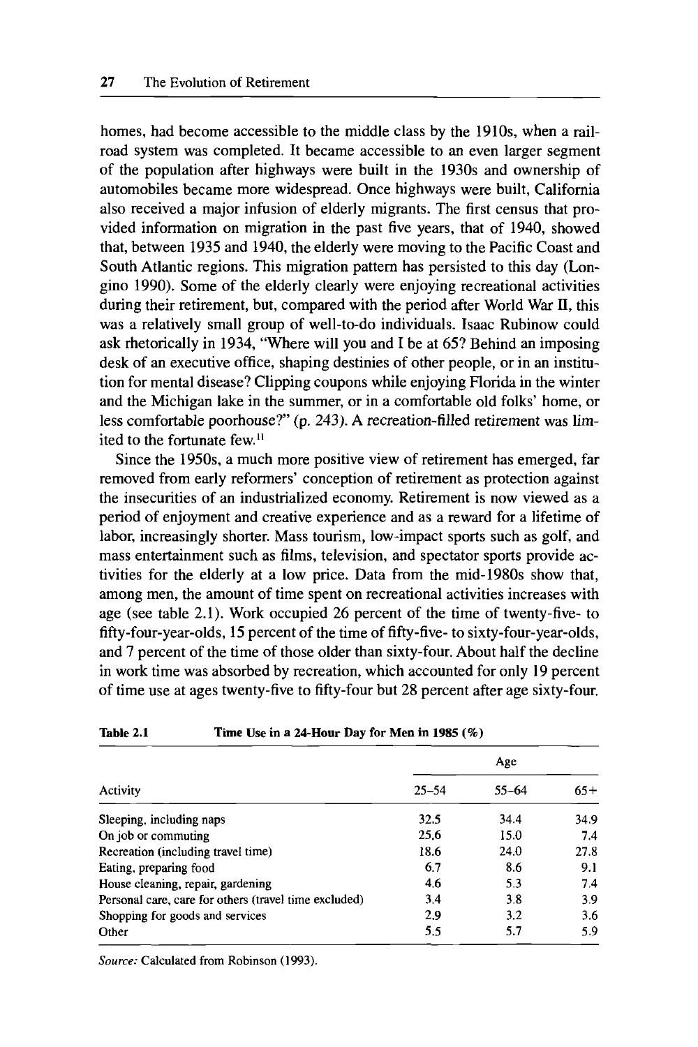homes, had become accessible to the middle class by the 1910s, when a railroad system was completed. It became accessible to an even larger segment of the population after highways were built in the 1930s and ownership of automobiles became more widespread. Once highways were built, California also received a major infusion of elderly migrants. The first census that provided information on migration in the past five years, that of 1940, showed that, between 1935 and 1940, the elderly were moving to the Pacific Coast and South Atlantic regions. This migration pattern has persisted to this day (Longino 1990). Some of the elderly clearly were enjoying recreational activities during their retirement, but, compared with the period after World War II, this was a relatively small group of well-to-do individuals. Isaac Rubinow could ask rhetorically in 1934, "Where will you and I be at 65? Behind an imposing desk of an executive office, shaping destinies of other people, or in an institution for mental disease? Clipping coupons while enjoying Florida in the winter and the Michigan lake in the summer, or in a comfortable old folks' home, or less comfortable poorhouse?" (p. 243). A recreation-filled retirement was limited to the fortunate few.[11]

Since the 1950s, a much more positive view of retirement has emerged, far removed from early reformers' conception of retirement as protection against the insecurities of an industrialized economy. Retirement is now viewed as a period of enjoyment and creative experience and as a reward for a lifetime of labor, increasingly shorter. Mass tourism, low-impact sports such as golf, and mass entertainment such as films, television, and spectator sports provide activities for the elderly at a low price. Data from the mid-1980s show that, among men, the amount of time spent on recreational activities increases with age (see table 2.1). Work occupied 26 percent of the time of twenty-five- to fifty-four-year-olds, 15 percent of the time of fifty-five- to sixty-four-year-olds, and 7 percent of the time of those older than sixty-four. About half the decline in work time was absorbed by recreation, which accounted for only 19 percent of time use at ages twenty-five to fifty-four but 28 percent after age sixty-four.

**Table 2.1 Time Use in a 24-Hour Day for Men in 1985 (%)**

| | Age | | |
|---|---|---|---|
| Activity | 25–54 | 55–64 | 65+ |
| Sleeping, including naps | 32.5 | 34.4 | 34.9 |
| On job or commuting | 25.6 | 15.0 | 7.4 |
| Recreation (including travel time) | 18.6 | 24.0 | 27.8 |
| Eating, preparing food | 6.7 | 8.6 | 9.1 |
| House cleaning, repair, gardening | 4.6 | 5.3 | 7.4 |
| Personal care, care for others (travel time excluded) | 3.4 | 3.8 | 3.9 |
| Shopping for goods and services | 2.9 | 3.2 | 3.6 |
| Other | 5.5 | 5.7 | 5.9 |

*Source:* Calculated from Robinson (1993).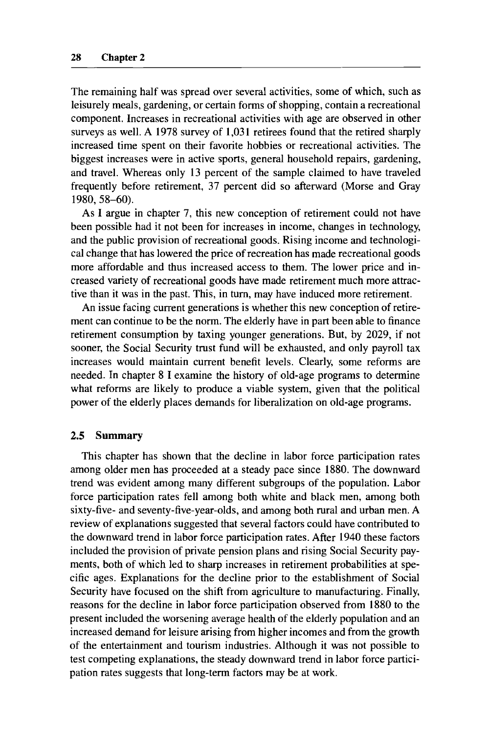The remaining half was spread over several activities, some of which, such as leisurely meals, gardening, or certain forms of shopping, contain a recreational component. Increases in recreational activities with age are observed in other surveys as well. A 1978 survey of 1,031 retirees found that the retired sharply increased time spent on their favorite hobbies or recreational activities. The biggest increases were in active sports, general household repairs, gardening, and travel. Whereas only 13 percent of the sample claimed to have traveled frequently before retirement, 37 percent did so afterward (Morse and Gray 1980, 58–60).

As I argue in chapter 7, this new conception of retirement could not have been possible had it not been for increases in income, changes in technology, and the public provision of recreational goods. Rising income and technological change that has lowered the price of recreation has made recreational goods more affordable and thus increased access to them. The lower price and increased variety of recreational goods have made retirement much more attractive than it was in the past. This, in turn, may have induced more retirement.

An issue facing current generations is whether this new conception of retirement can continue to be the norm. The elderly have in part been able to finance retirement consumption by taxing younger generations. But, by 2029, if not sooner, the Social Security trust fund will be exhausted, and only payroll tax increases would maintain current benefit levels. Clearly, some reforms are needed. In chapter 8 I examine the history of old-age programs to determine what reforms are likely to produce a viable system, given that the political power of the elderly places demands for liberalization on old-age programs.

## 2.5 Summary

This chapter has shown that the decline in labor force participation rates among older men has proceeded at a steady pace since 1880. The downward trend was evident among many different subgroups of the population. Labor force participation rates fell among both white and black men, among both sixty-five- and seventy-five-year-olds, and among both rural and urban men. A review of explanations suggested that several factors could have contributed to the downward trend in labor force participation rates. After 1940 these factors included the provision of private pension plans and rising Social Security payments, both of which led to sharp increases in retirement probabilities at specific ages. Explanations for the decline prior to the establishment of Social Security have focused on the shift from agriculture to manufacturing. Finally, reasons for the decline in labor force participation observed from 1880 to the present included the worsening average health of the elderly population and an increased demand for leisure arising from higher incomes and from the growth of the entertainment and tourism industries. Although it was not possible to test competing explanations, the steady downward trend in labor force participation rates suggests that long-term factors may be at work.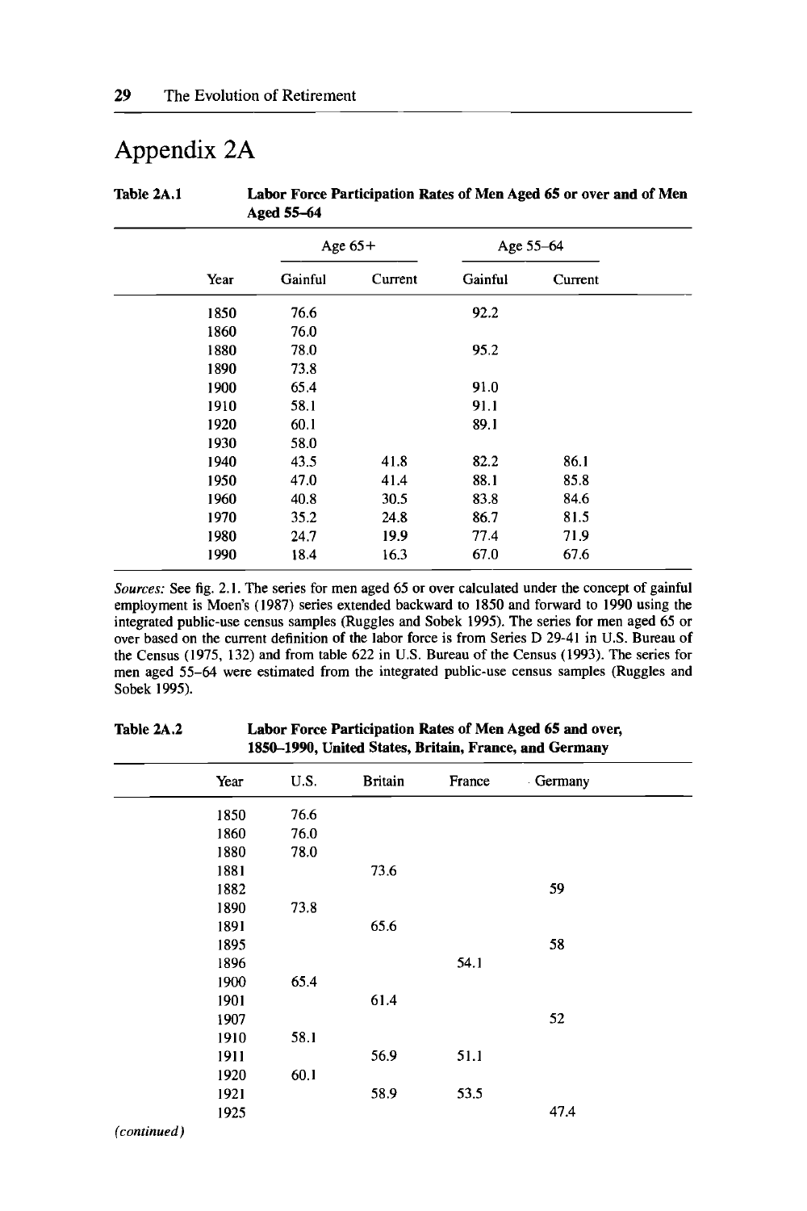# Appendix 2A

**Table 2A.1 Labor Force Participation Rates of Men Aged 65 or over and of Men Aged 55–64**

| | Age 65+ | | Age 55–64 | |
|---|---|---|---|---|
| Year | Gainful | Current | Gainful | Current |
| 1850 | 76.6 | | 92.2 | |
| 1860 | 76.0 | | | |
| 1880 | 78.0 | | 95.2 | |
| 1890 | 73.8 | | | |
| 1900 | 65.4 | | 91.0 | |
| 1910 | 58.1 | | 91.1 | |
| 1920 | 60.1 | | 89.1 | |
| 1930 | 58.0 | | | |
| 1940 | 43.5 | 41.8 | 82.2 | 86.1 |
| 1950 | 47.0 | 41.4 | 88.1 | 85.8 |
| 1960 | 40.8 | 30.5 | 83.8 | 84.6 |
| 1970 | 35.2 | 24.8 | 86.7 | 81.5 |
| 1980 | 24.7 | 19.9 | 77.4 | 71.9 |
| 1990 | 18.4 | 16.3 | 67.0 | 67.6 |

*Sources:* See fig. 2.1. The series for men aged 65 or over calculated under the concept of gainful employment is Moen's (1987) series extended backward to 1850 and forward to 1990 using the integrated public-use census samples (Ruggles and Sobek 1995). The series for men aged 65 or over based on the current definition of the labor force is from Series D 29-41 in U.S. Bureau of the Census (1975, 132) and from table 622 in U.S. Bureau of the Census (1993). The series for men aged 55–64 were estimated from the integrated public-use census samples (Ruggles and Sobek 1995).

**Table 2A.2 Labor Force Participation Rates of Men Aged 65 and over, 1850–1990, United States, Britain, France, and Germany**

| Year | U.S. | Britain | France | Germany |
|---|---|---|---|---|
| 1850 | 76.6 | | | |
| 1860 | 76.0 | | | |
| 1880 | 78.0 | | | |
| 1881 | | 73.6 | | |
| 1882 | | | | 59 |
| 1890 | 73.8 | | | |
| 1891 | | 65.6 | | |
| 1895 | | | | 58 |
| 1896 | | | 54.1 | |
| 1900 | 65.4 | | | |
| 1901 | | 61.4 | | |
| 1907 | | | | 52 |
| 1910 | 58.1 | | | |
| 1911 | | 56.9 | 51.1 | |
| 1920 | 60.1 | | | |
| 1921 | | 58.9 | 53.5 | |
| 1925 | | | | 47.4 |

*(continued)*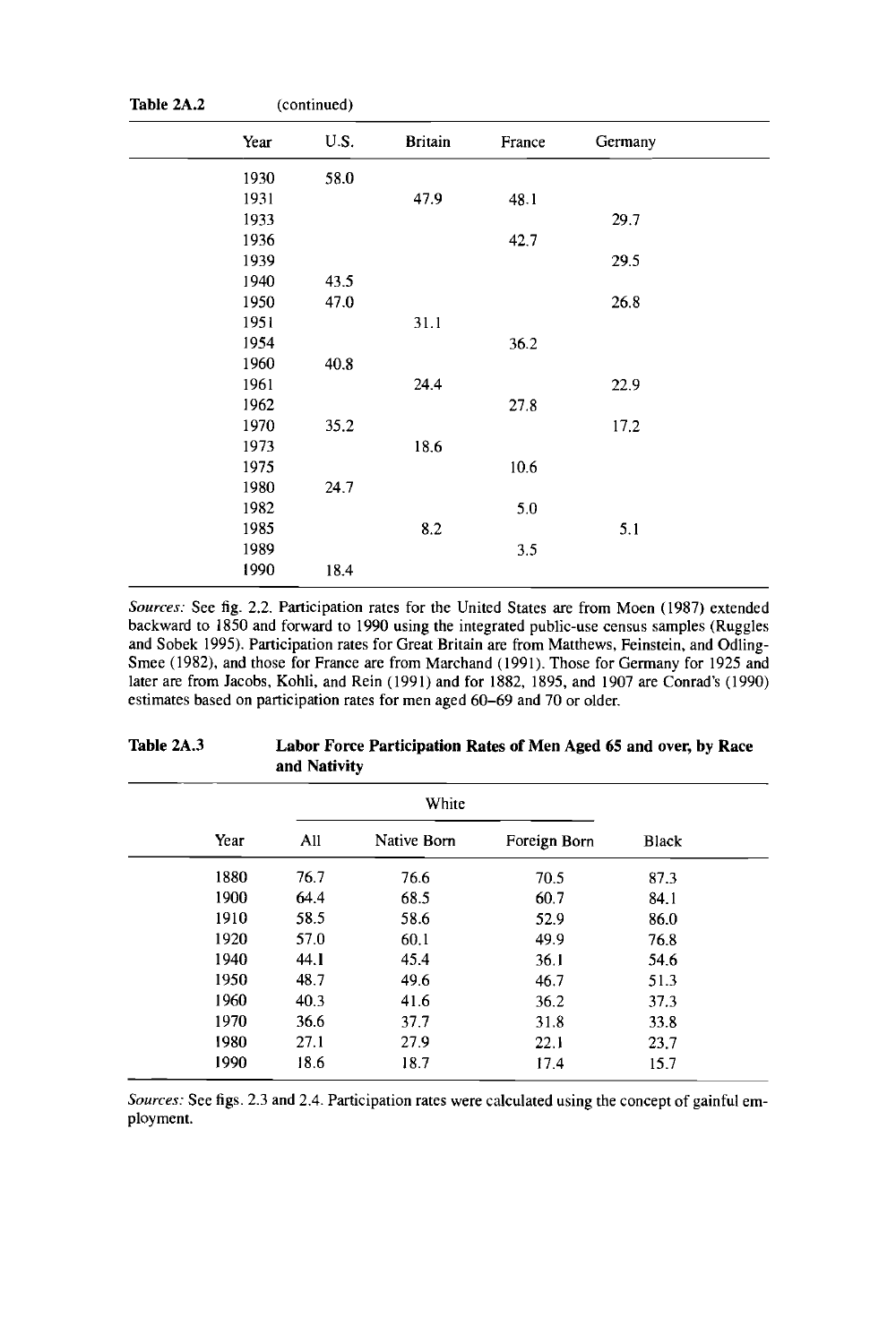Table 2A.2 (continued)

| Year | U.S. | Britain | France | Germany |
|---|---|---|---|---|
| 1930 | 58.0 | | | |
| 1931 | | 47.9 | 48.1 | |
| 1933 | | | | 29.7 |
| 1936 | | | 42.7 | |
| 1939 | | | | 29.5 |
| 1940 | 43.5 | | | |
| 1950 | 47.0 | | | 26.8 |
| 1951 | | 31.1 | | |
| 1954 | | | 36.2 | |
| 1960 | 40.8 | | | |
| 1961 | | 24.4 | | 22.9 |
| 1962 | | | 27.8 | |
| 1970 | 35.2 | | | 17.2 |
| 1973 | | 18.6 | | |
| 1975 | | | 10.6 | |
| 1980 | 24.7 | | | |
| 1982 | | | 5.0 | |
| 1985 | | 8.2 | | 5.1 |
| 1989 | | | 3.5 | |
| 1990 | 18.4 | | | |

*Sources:* See fig. 2.2. Participation rates for the United States are from Moen (1987) extended backward to 1850 and forward to 1990 using the integrated public-use census samples (Ruggles and Sobek 1995). Participation rates for Great Britain are from Matthews, Feinstein, and Odling-Smee (1982), and those for France are from Marchand (1991). Those for Germany for 1925 and later are from Jacobs, Kohli, and Rein (1991) and for 1882, 1895, and 1907 are Conrad's (1990) estimates based on participation rates for men aged 60–69 and 70 or older.

**Table 2A.3 Labor Force Participation Rates of Men Aged 65 and over, by Race and Nativity**

| | White | | | |
|---|---|---|---|---|
| Year | All | Native Born | Foreign Born | Black |
| 1880 | 76.7 | 76.6 | 70.5 | 87.3 |
| 1900 | 64.4 | 68.5 | 60.7 | 84.1 |
| 1910 | 58.5 | 58.6 | 52.9 | 86.0 |
| 1920 | 57.0 | 60.1 | 49.9 | 76.8 |
| 1940 | 44.1 | 45.4 | 36.1 | 54.6 |
| 1950 | 48.7 | 49.6 | 46.7 | 51.3 |
| 1960 | 40.3 | 41.6 | 36.2 | 37.3 |
| 1970 | 36.6 | 37.7 | 31.8 | 33.8 |
| 1980 | 27.1 | 27.9 | 22.1 | 23.7 |
| 1990 | 18.6 | 18.7 | 17.4 | 15.7 |

*Sources:* See figs. 2.3 and 2.4. Participation rates were calculated using the concept of gainful employment.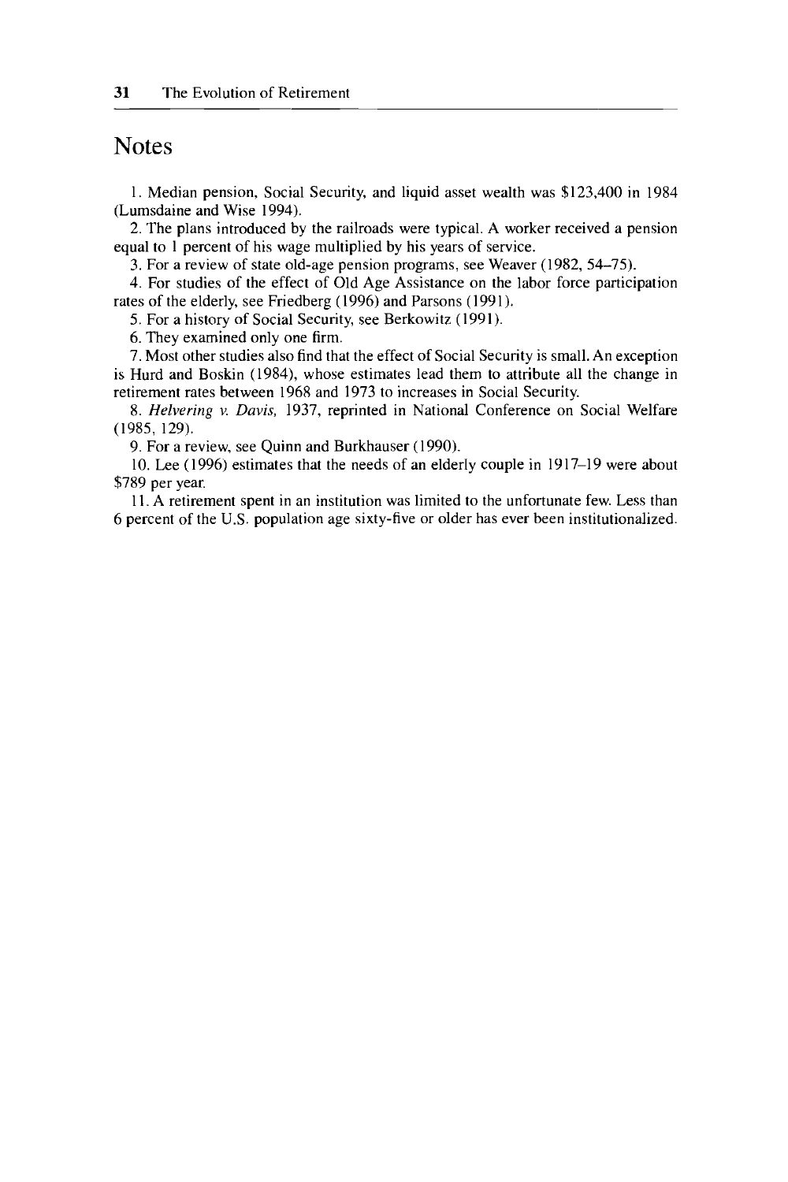## Notes

1. Median pension, Social Security, and liquid asset wealth was $123,400 in 1984 (Lumsdaine and Wise 1994).

2. The plans introduced by the railroads were typical. A worker received a pension equal to 1 percent of his wage multiplied by his years of service.

3. For a review of state old-age pension programs, see Weaver (1982, 54–75).

4. For studies of the effect of Old Age Assistance on the labor force participation rates of the elderly, see Friedberg (1996) and Parsons (1991).

5. For a history of Social Security, see Berkowitz (1991).

6. They examined only one firm.

7. Most other studies also find that the effect of Social Security is small. An exception is Hurd and Boskin (1984), whose estimates lead them to attribute all the change in retirement rates between 1968 and 1973 to increases in Social Security.

8. *Helvering v. Davis,* 1937, reprinted in National Conference on Social Welfare (1985, 129).

9. For a review, see Quinn and Burkhauser (1990).

10. Lee (1996) estimates that the needs of an elderly couple in 1917–19 were about $789 per year.

11. A retirement spent in an institution was limited to the unfortunate few. Less than 6 percent of the U.S. population age sixty-five or older has ever been institutionalized.